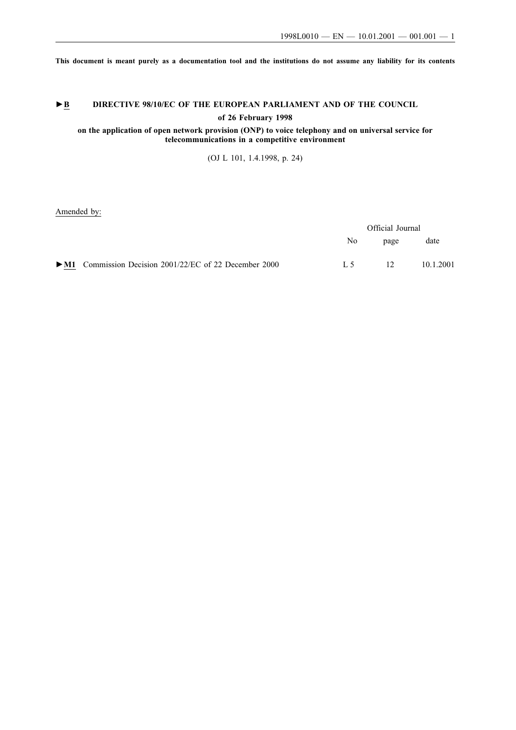**This document is meant purely as a documentation tool and the institutions do not assume any liability for its contents**

# ►B DIRECTIVE 98/10/EC OF THE EUROPEAN PARLIAMENT AND OF THE COUNCIL

**of 26 February 1998**

**on the application of open network provision (ONP) to voice telephony and on universal service for telecommunications in a competitive environment**

(OJ L 101, 1.4.1998, p. 24)

Amended by:

| | Official Journal | | |
|---|---|---|---|
| | No | page | date |
| ►M1 Commission Decision 2001/22/EC of 22 December 2000 | L 5 | 12 | 10.1.2001 |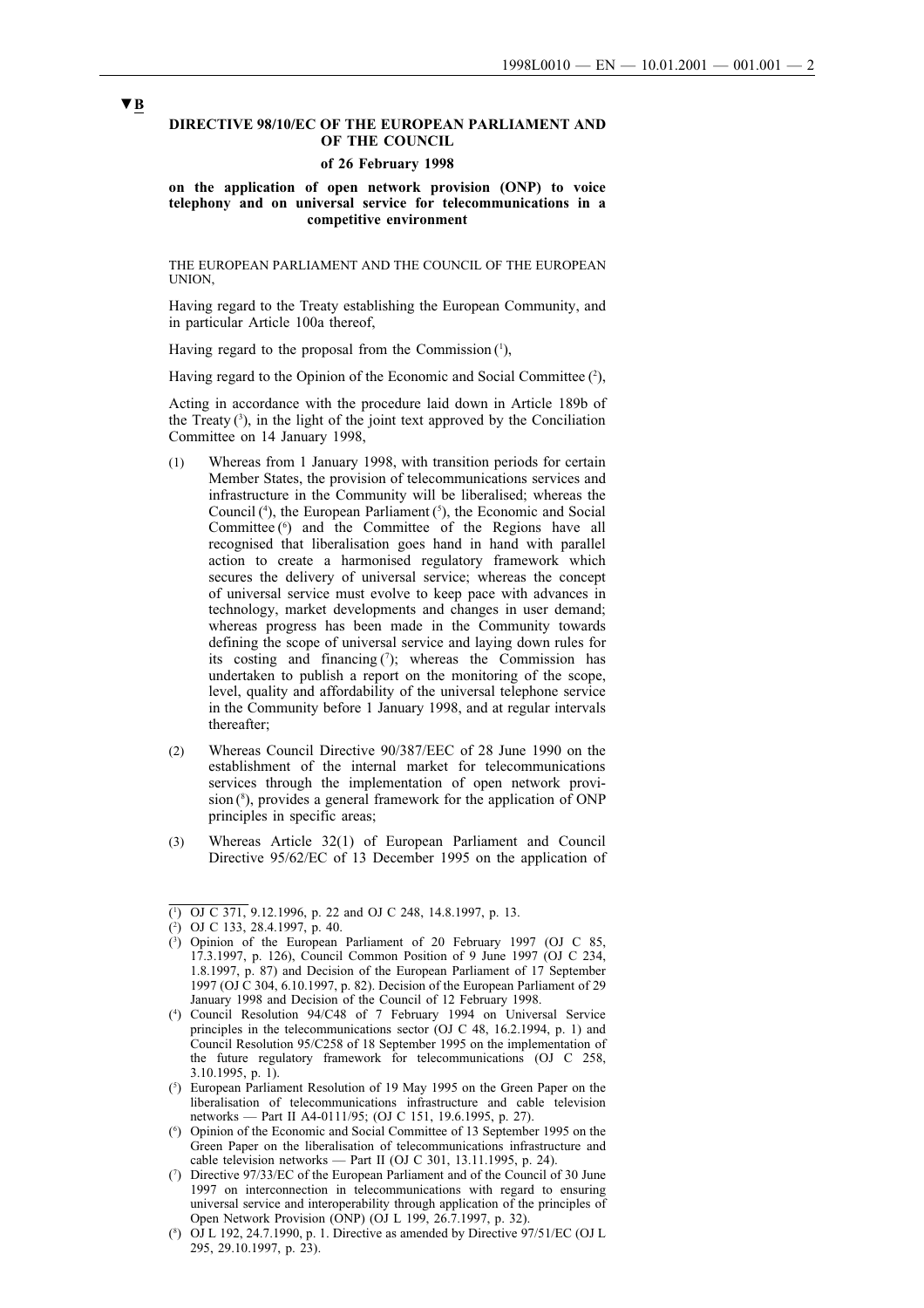▼B

**DIRECTIVE 98/10/EC OF THE EUROPEAN PARLIAMENT AND OF THE COUNCIL**

**of 26 February 1998**

**on the application of open network provision (ONP) to voice telephony and on universal service for telecommunications in a competitive environment**

THE EUROPEAN PARLIAMENT AND THE COUNCIL OF THE EUROPEAN UNION,

Having regard to the Treaty establishing the European Community, and in particular Article 100a thereof,

Having regard to the proposal from the Commission [1],

Having regard to the Opinion of the Economic and Social Committee [2],

Acting in accordance with the procedure laid down in Article 189b of the Treaty [3], in the light of the joint text approved by the Conciliation Committee on 14 January 1998,

(1) Whereas from 1 January 1998, with transition periods for certain Member States, the provision of telecommunications services and infrastructure in the Community will be liberalised; whereas the Council [4], the European Parliament [5], the Economic and Social Committee [6] and the Committee of the Regions have all recognised that liberalisation goes hand in hand with parallel action to create a harmonised regulatory framework which secures the delivery of universal service; whereas the concept of universal service must evolve to keep pace with advances in technology, market developments and changes in user demand; whereas progress has been made in the Community towards defining the scope of universal service and laying down rules for its costing and financing [7]; whereas the Commission has undertaken to publish a report on the monitoring of the scope, level, quality and affordability of the universal telephone service in the Community before 1 January 1998, and at regular intervals thereafter;

(2) Whereas Council Directive 90/387/EEC of 28 June 1990 on the establishment of the internal market for telecommunications services through the implementation of open network provision [8], provides a general framework for the application of ONP principles in specific areas;

(3) Whereas Article 32(1) of European Parliament and Council Directive 95/62/EC of 13 December 1995 on the application of

---

(1) OJ C 371, 9.12.1996, p. 22 and OJ C 248, 14.8.1997, p. 13.

(2) OJ C 133, 28.4.1997, p. 40.

(3) Opinion of the European Parliament of 20 February 1997 (OJ C 85, 17.3.1997, p. 126), Council Common Position of 9 June 1997 (OJ C 234, 1.8.1997, p. 87) and Decision of the European Parliament of 17 September 1997 (OJ C 304, 6.10.1997, p. 82). Decision of the European Parliament of 29 January 1998 and Decision of the Council of 12 February 1998.

(4) Council Resolution 94/C48 of 7 February 1994 on Universal Service principles in the telecommunications sector (OJ C 48, 16.2.1994, p. 1) and Council Resolution 95/C258 of 18 September 1995 on the implementation of the future regulatory framework for telecommunications (OJ C 258, 3.10.1995, p. 1).

(5) European Parliament Resolution of 19 May 1995 on the Green Paper on the liberalisation of telecommunications infrastructure and cable television networks — Part II A4-0111/95; (OJ C 151, 19.6.1995, p. 27).

(6) Opinion of the Economic and Social Committee of 13 September 1995 on the Green Paper on the liberalisation of telecommunications infrastructure and cable television networks — Part II (OJ C 301, 13.11.1995, p. 24).

(7) Directive 97/33/EC of the European Parliament and of the Council of 30 June 1997 on interconnection in telecommunications with regard to ensuring universal service and interoperability through application of the principles of Open Network Provision (ONP) (OJ L 199, 26.7.1997, p. 32).

(8) OJ L 192, 24.7.1990, p. 1. Directive as amended by Directive 97/51/EC (OJ L 295, 29.10.1997, p. 23).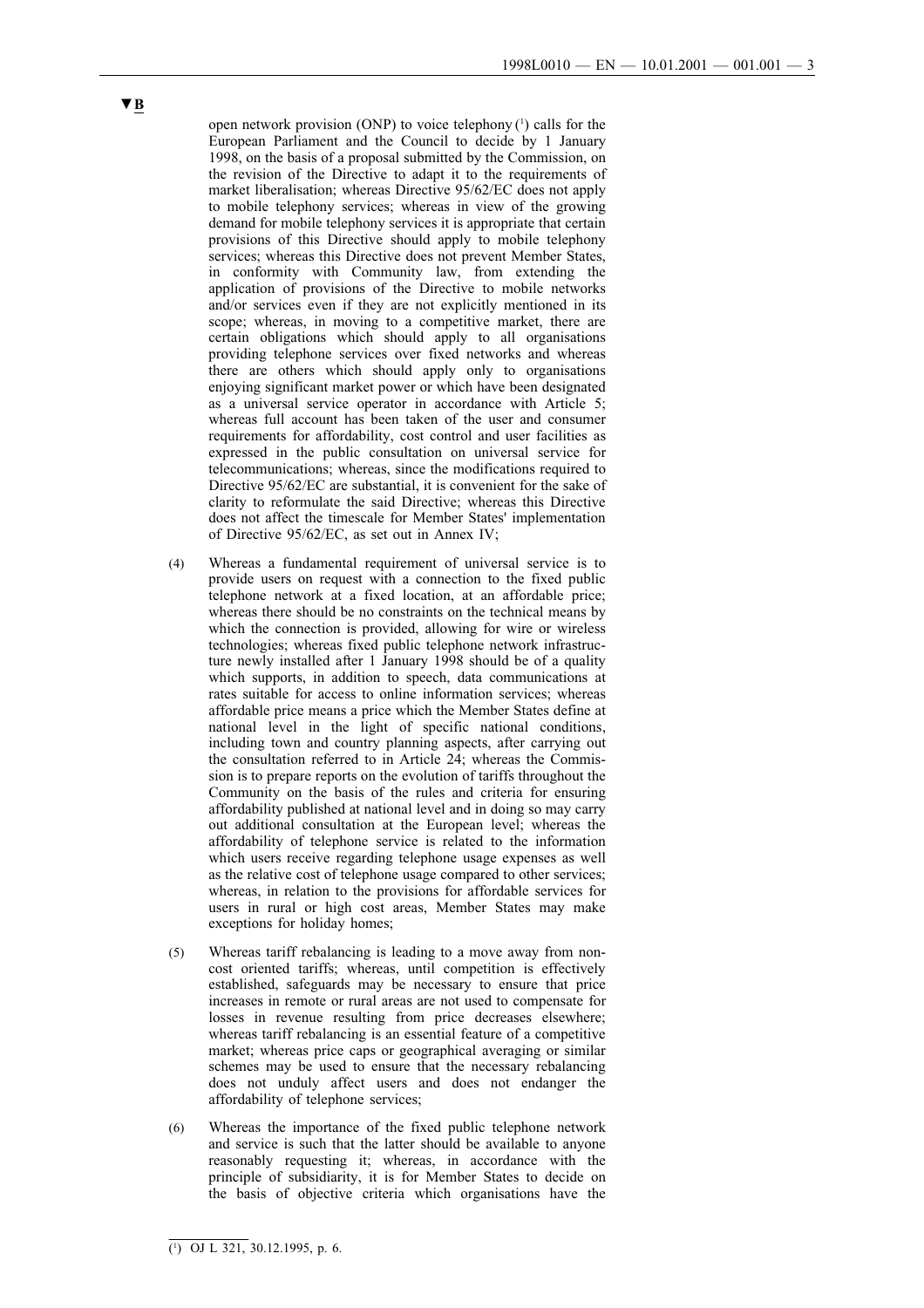▼B

open network provision (ONP) to voice telephony [1] calls for the European Parliament and the Council to decide by 1 January 1998, on the basis of a proposal submitted by the Commission, on the revision of the Directive to adapt it to the requirements of market liberalisation; whereas Directive 95/62/EC does not apply to mobile telephony services; whereas in view of the growing demand for mobile telephony services it is appropriate that certain provisions of this Directive should apply to mobile telephony services; whereas this Directive does not prevent Member States, in conformity with Community law, from extending the application of provisions of the Directive to mobile networks and/or services even if they are not explicitly mentioned in its scope; whereas, in moving to a competitive market, there are certain obligations which should apply to all organisations providing telephone services over fixed networks and whereas there are others which should apply only to organisations enjoying significant market power or which have been designated as a universal service operator in accordance with Article 5; whereas full account has been taken of the user and consumer requirements for affordability, cost control and user facilities as expressed in the public consultation on universal service for telecommunications; whereas, since the modifications required to Directive 95/62/EC are substantial, it is convenient for the sake of clarity to reformulate the said Directive; whereas this Directive does not affect the timescale for Member States' implementation of Directive 95/62/EC, as set out in Annex IV;

(4) Whereas a fundamental requirement of universal service is to provide users on request with a connection to the fixed public telephone network at a fixed location, at an affordable price; whereas there should be no constraints on the technical means by which the connection is provided, allowing for wire or wireless technologies; whereas fixed public telephone network infrastructure newly installed after 1 January 1998 should be of a quality which supports, in addition to speech, data communications at rates suitable for access to online information services; whereas affordable price means a price which the Member States define at national level in the light of specific national conditions, including town and country planning aspects, after carrying out the consultation referred to in Article 24; whereas the Commission is to prepare reports on the evolution of tariffs throughout the Community on the basis of the rules and criteria for ensuring affordability published at national level and in doing so may carry out additional consultation at the European level; whereas the affordability of telephone service is related to the information which users receive regarding telephone usage expenses as well as the relative cost of telephone usage compared to other services; whereas, in relation to the provisions for affordable services for users in rural or high cost areas, Member States may make exceptions for holiday homes;

(5) Whereas tariff rebalancing is leading to a move away from non-cost oriented tariffs; whereas, until competition is effectively established, safeguards may be necessary to ensure that price increases in remote or rural areas are not used to compensate for losses in revenue resulting from price decreases elsewhere; whereas tariff rebalancing is an essential feature of a competitive market; whereas price caps or geographical averaging or similar schemes may be used to ensure that the necessary rebalancing does not unduly affect users and does not endanger the affordability of telephone services;

(6) Whereas the importance of the fixed public telephone network and service is such that the latter should be available to anyone reasonably requesting it; whereas, in accordance with the principle of subsidiarity, it is for Member States to decide on the basis of objective criteria which organisations have the

---

[1] OJ L 321, 30.12.1995, p. 6.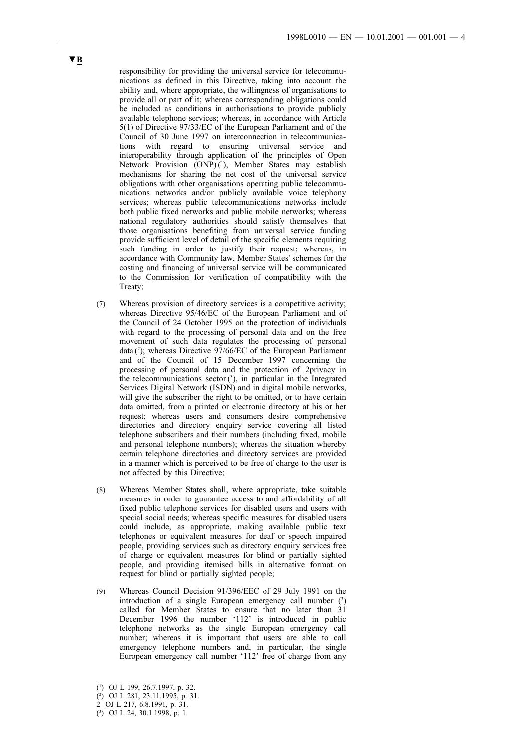**▼B**

responsibility for providing the universal service for telecommunications as defined in this Directive, taking into account the ability and, where appropriate, the willingness of organisations to provide all or part of it; whereas corresponding obligations could be included as conditions in authorisations to provide publicly available telephone services; whereas, in accordance with Article 5(1) of Directive 97/33/EC of the European Parliament and of the Council of 30 June 1997 on interconnection in telecommunications with regard to ensuring universal service and interoperability through application of the principles of Open Network Provision (ONP) [1], Member States may establish mechanisms for sharing the net cost of the universal service obligations with other organisations operating public telecommunications networks and/or publicly available voice telephony services; whereas public telecommunications networks include both public fixed networks and public mobile networks; whereas national regulatory authorities should satisfy themselves that those organisations benefiting from universal service funding provide sufficient level of detail of the specific elements requiring such funding in order to justify their request; whereas, in accordance with Community law, Member States' schemes for the costing and financing of universal service will be communicated to the Commission for verification of compatibility with the Treaty;

(7) Whereas provision of directory services is a competitive activity; whereas Directive 95/46/EC of the European Parliament and of the Council of 24 October 1995 on the protection of individuals with regard to the processing of personal data and on the free movement of such data regulates the processing of personal data [2]; whereas Directive 97/66/EC of the European Parliament and of the Council of 15 December 1997 concerning the processing of personal data and the protection of 2privacy in the telecommunications sector [3], in particular in the Integrated Services Digital Network (ISDN) and in digital mobile networks, will give the subscriber the right to be omitted, or to have certain data omitted, from a printed or electronic directory at his or her request; whereas users and consumers desire comprehensive directories and directory enquiry service covering all listed telephone subscribers and their numbers (including fixed, mobile and personal telephone numbers); whereas the situation whereby certain telephone directories and directory services are provided in a manner which is perceived to be free of charge to the user is not affected by this Directive;

(8) Whereas Member States shall, where appropriate, take suitable measures in order to guarantee access to and affordability of all fixed public telephone services for disabled users and users with special social needs; whereas specific measures for disabled users could include, as appropriate, making available public text telephones or equivalent measures for deaf or speech impaired people, providing services such as directory enquiry services free of charge or equivalent measures for blind or partially sighted people, and providing itemised bills in alternative format on request for blind or partially sighted people;

(9) Whereas Council Decision 91/396/EEC of 29 July 1991 on the introduction of a single European emergency call number [3] called for Member States to ensure that no later than 31 December 1996 the number '112' is introduced in public telephone networks as the single European emergency call number; whereas it is important that users are able to call emergency telephone numbers and, in particular, the single European emergency call number '112' free of charge from any

---

[1] OJ L 199, 26.7.1997, p. 32.

[2] OJ L 281, 23.11.1995, p. 31.

2 OJ L 217, 6.8.1991, p. 31.

[3] OJ L 24, 30.1.1998, p. 1.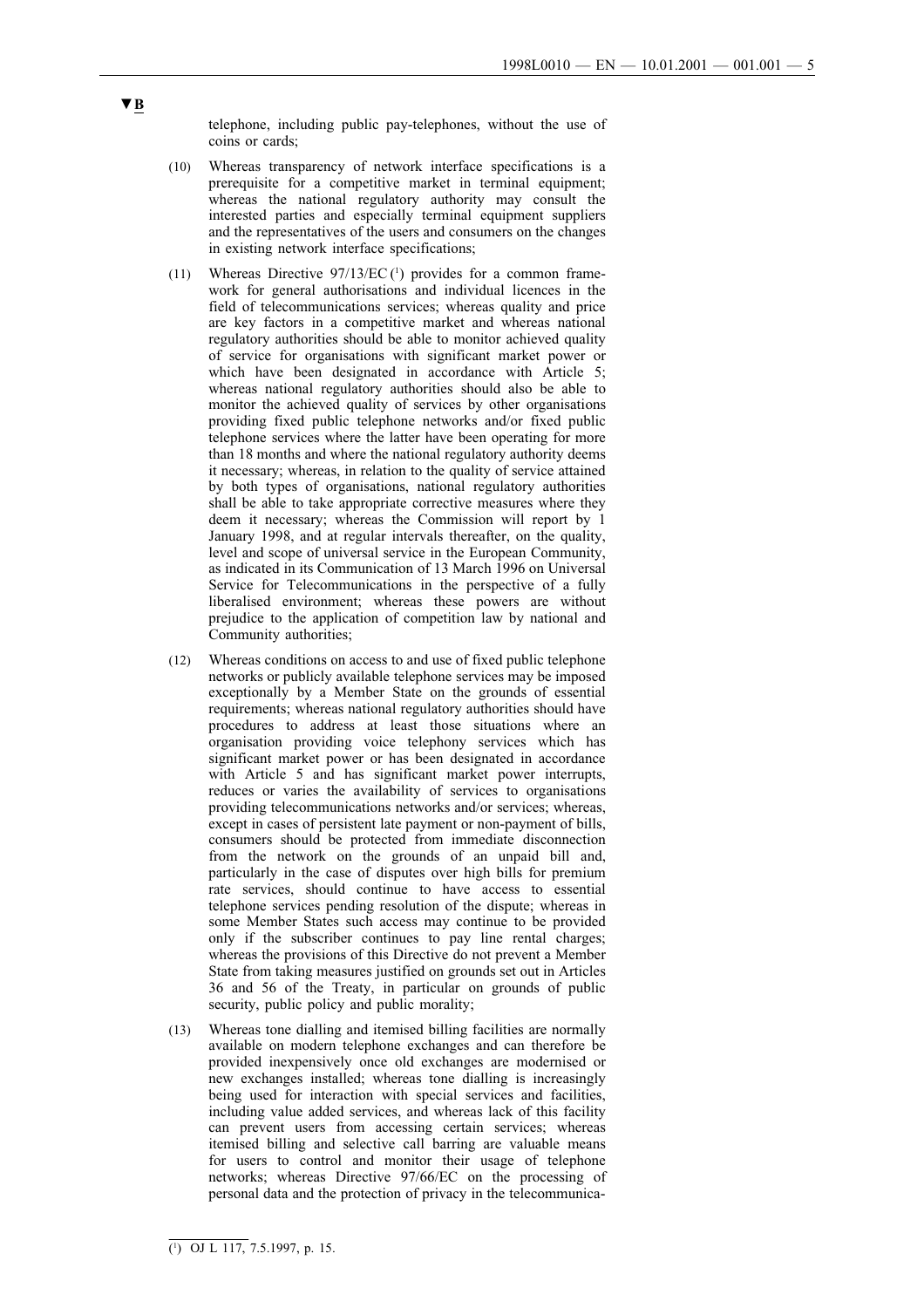▼B

telephone, including public pay-telephones, without the use of coins or cards;

(10) Whereas transparency of network interface specifications is a prerequisite for a competitive market in terminal equipment; whereas the national regulatory authority may consult the interested parties and especially terminal equipment suppliers and the representatives of the users and consumers on the changes in existing network interface specifications;

(11) Whereas Directive 97/13/EC [1] provides for a common framework for general authorisations and individual licences in the field of telecommunications services; whereas quality and price are key factors in a competitive market and whereas national regulatory authorities should be able to monitor achieved quality of service for organisations with significant market power or which have been designated in accordance with Article 5; whereas national regulatory authorities should also be able to monitor the achieved quality of services by other organisations providing fixed public telephone networks and/or fixed public telephone services where the latter have been operating for more than 18 months and where the national regulatory authority deems it necessary; whereas, in relation to the quality of service attained by both types of organisations, national regulatory authorities shall be able to take appropriate corrective measures where they deem it necessary; whereas the Commission will report by 1 January 1998, and at regular intervals thereafter, on the quality, level and scope of universal service in the European Community, as indicated in its Communication of 13 March 1996 on Universal Service for Telecommunications in the perspective of a fully liberalised environment; whereas these powers are without prejudice to the application of competition law by national and Community authorities;

(12) Whereas conditions on access to and use of fixed public telephone networks or publicly available telephone services may be imposed exceptionally by a Member State on the grounds of essential requirements; whereas national regulatory authorities should have procedures to address at least those situations where an organisation providing voice telephony services which has significant market power or has been designated in accordance with Article 5 and has significant market power interrupts, reduces or varies the availability of services to organisations providing telecommunications networks and/or services; whereas, except in cases of persistent late payment or non-payment of bills, consumers should be protected from immediate disconnection from the network on the grounds of an unpaid bill and, particularly in the case of disputes over high bills for premium rate services, should continue to have access to essential telephone services pending resolution of the dispute; whereas in some Member States such access may continue to be provided only if the subscriber continues to pay line rental charges; whereas the provisions of this Directive do not prevent a Member State from taking measures justified on grounds set out in Articles 36 and 56 of the Treaty, in particular on grounds of public security, public policy and public morality;

(13) Whereas tone dialling and itemised billing facilities are normally available on modern telephone exchanges and can therefore be provided inexpensively once old exchanges are modernised or new exchanges installed; whereas tone dialling is increasingly being used for interaction with special services and facilities, including value added services, and whereas lack of this facility can prevent users from accessing certain services; whereas itemised billing and selective call barring are valuable means for users to control and monitor their usage of telephone networks; whereas Directive 97/66/EC on the processing of personal data and the protection of privacy in the telecommunica-

---

[1] OJ L 117, 7.5.1997, p. 15.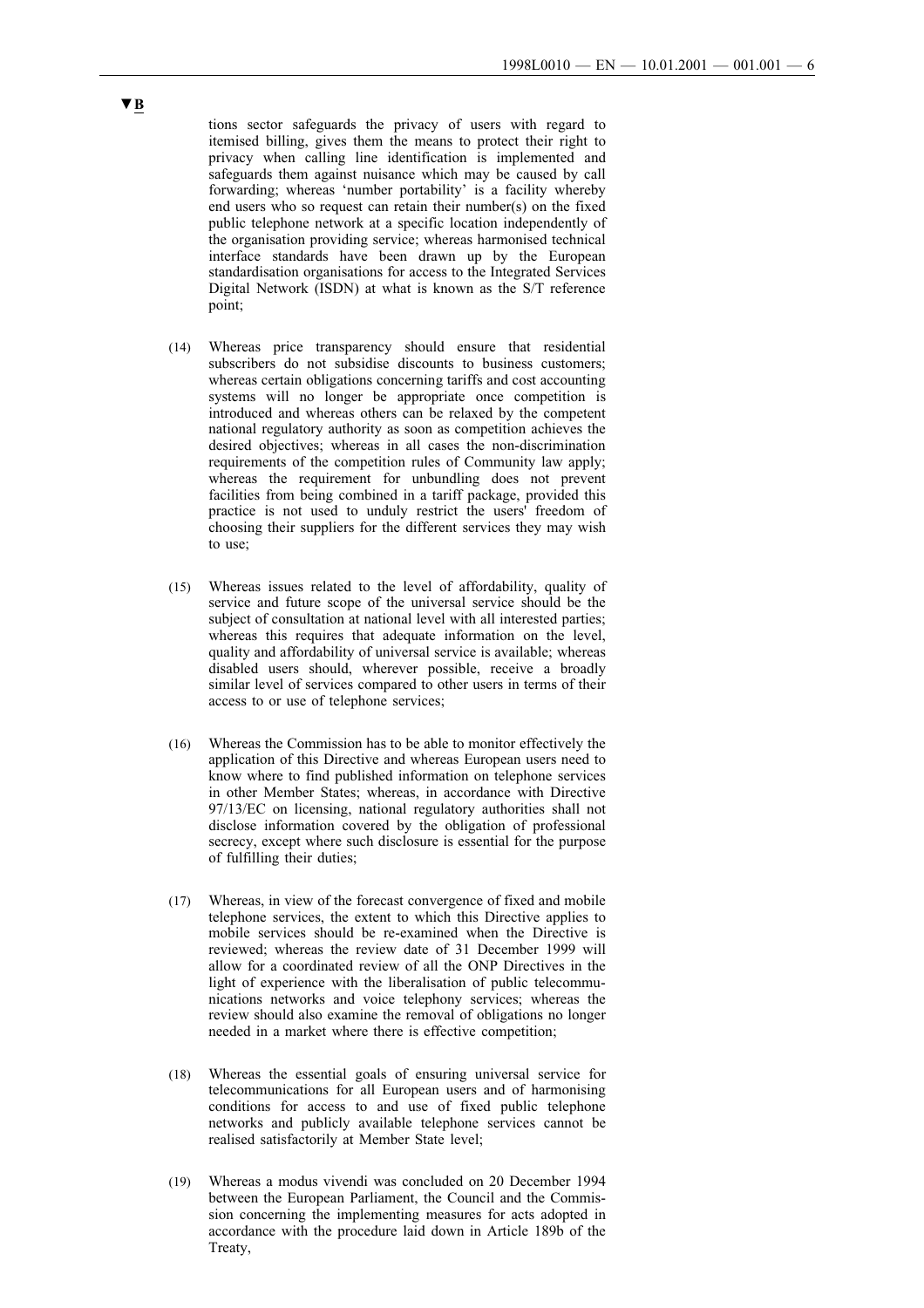**▼B**

tions sector safeguards the privacy of users with regard to itemised billing, gives them the means to protect their right to privacy when calling line identification is implemented and safeguards them against nuisance which may be caused by call forwarding; whereas 'number portability' is a facility whereby end users who so request can retain their number(s) on the fixed public telephone network at a specific location independently of the organisation providing service; whereas harmonised technical interface standards have been drawn up by the European standardisation organisations for access to the Integrated Services Digital Network (ISDN) at what is known as the S/T reference point;

(14) Whereas price transparency should ensure that residential subscribers do not subsidise discounts to business customers; whereas certain obligations concerning tariffs and cost accounting systems will no longer be appropriate once competition is introduced and whereas others can be relaxed by the competent national regulatory authority as soon as competition achieves the desired objectives; whereas in all cases the non-discrimination requirements of the competition rules of Community law apply; whereas the requirement for unbundling does not prevent facilities from being combined in a tariff package, provided this practice is not used to unduly restrict the users' freedom of choosing their suppliers for the different services they may wish to use;

(15) Whereas issues related to the level of affordability, quality of service and future scope of the universal service should be the subject of consultation at national level with all interested parties; whereas this requires that adequate information on the level, quality and affordability of universal service is available; whereas disabled users should, wherever possible, receive a broadly similar level of services compared to other users in terms of their access to or use of telephone services;

(16) Whereas the Commission has to be able to monitor effectively the application of this Directive and whereas European users need to know where to find published information on telephone services in other Member States; whereas, in accordance with Directive 97/13/EC on licensing, national regulatory authorities shall not disclose information covered by the obligation of professional secrecy, except where such disclosure is essential for the purpose of fulfilling their duties;

(17) Whereas, in view of the forecast convergence of fixed and mobile telephone services, the extent to which this Directive applies to mobile services should be re-examined when the Directive is reviewed; whereas the review date of 31 December 1999 will allow for a coordinated review of all the ONP Directives in the light of experience with the liberalisation of public telecommunications networks and voice telephony services; whereas the review should also examine the removal of obligations no longer needed in a market where there is effective competition;

(18) Whereas the essential goals of ensuring universal service for telecommunications for all European users and of harmonising conditions for access to and use of fixed public telephone networks and publicly available telephone services cannot be realised satisfactorily at Member State level;

(19) Whereas a modus vivendi was concluded on 20 December 1994 between the European Parliament, the Council and the Commission concerning the implementing measures for acts adopted in accordance with the procedure laid down in Article 189b of the Treaty,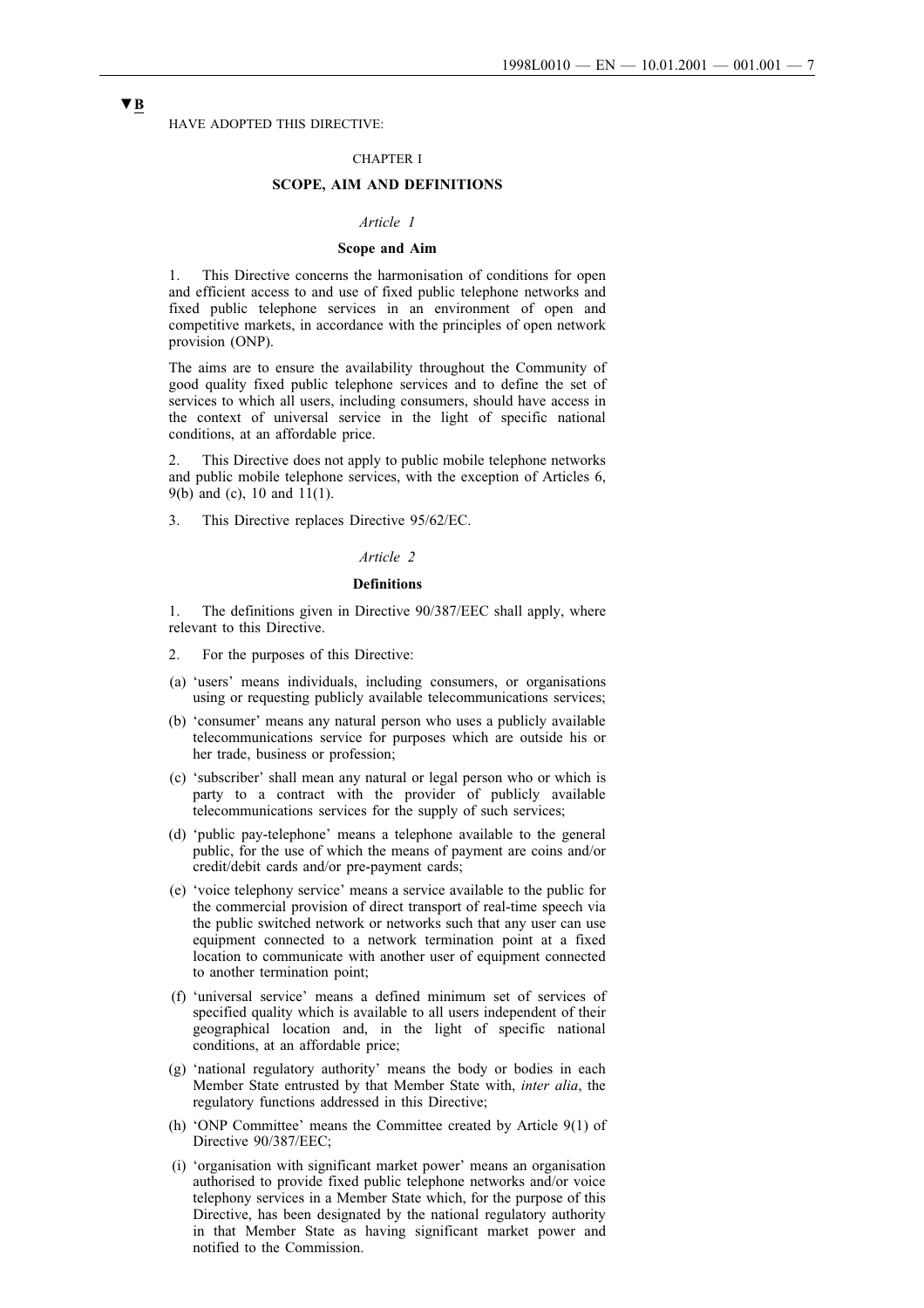▼B

HAVE ADOPTED THIS DIRECTIVE:

CHAPTER I

**SCOPE, AIM AND DEFINITIONS**

*Article 1*

**Scope and Aim**

1. This Directive concerns the harmonisation of conditions for open and efficient access to and use of fixed public telephone networks and fixed public telephone services in an environment of open and competitive markets, in accordance with the principles of open network provision (ONP).

The aims are to ensure the availability throughout the Community of good quality fixed public telephone services and to define the set of services to which all users, including consumers, should have access in the context of universal service in the light of specific national conditions, at an affordable price.

2. This Directive does not apply to public mobile telephone networks and public mobile telephone services, with the exception of Articles 6, 9(b) and (c), 10 and 11(1).

3. This Directive replaces Directive 95/62/EC.

*Article 2*

**Definitions**

1. The definitions given in Directive 90/387/EEC shall apply, where relevant to this Directive.

2. For the purposes of this Directive:

(a) 'users' means individuals, including consumers, or organisations using or requesting publicly available telecommunications services;

(b) 'consumer' means any natural person who uses a publicly available telecommunications service for purposes which are outside his or her trade, business or profession;

(c) 'subscriber' shall mean any natural or legal person who or which is party to a contract with the provider of publicly available telecommunications services for the supply of such services;

(d) 'public pay-telephone' means a telephone available to the general public, for the use of which the means of payment are coins and/or credit/debit cards and/or pre-payment cards;

(e) 'voice telephony service' means a service available to the public for the commercial provision of direct transport of real-time speech via the public switched network or networks such that any user can use equipment connected to a network termination point at a fixed location to communicate with another user of equipment connected to another termination point;

(f) 'universal service' means a defined minimum set of services of specified quality which is available to all users independent of their geographical location and, in the light of specific national conditions, at an affordable price;

(g) 'national regulatory authority' means the body or bodies in each Member State entrusted by that Member State with, *inter alia*, the regulatory functions addressed in this Directive;

(h) 'ONP Committee' means the Committee created by Article 9(1) of Directive 90/387/EEC;

(i) 'organisation with significant market power' means an organisation authorised to provide fixed public telephone networks and/or voice telephony services in a Member State which, for the purpose of this Directive, has been designated by the national regulatory authority in that Member State as having significant market power and notified to the Commission.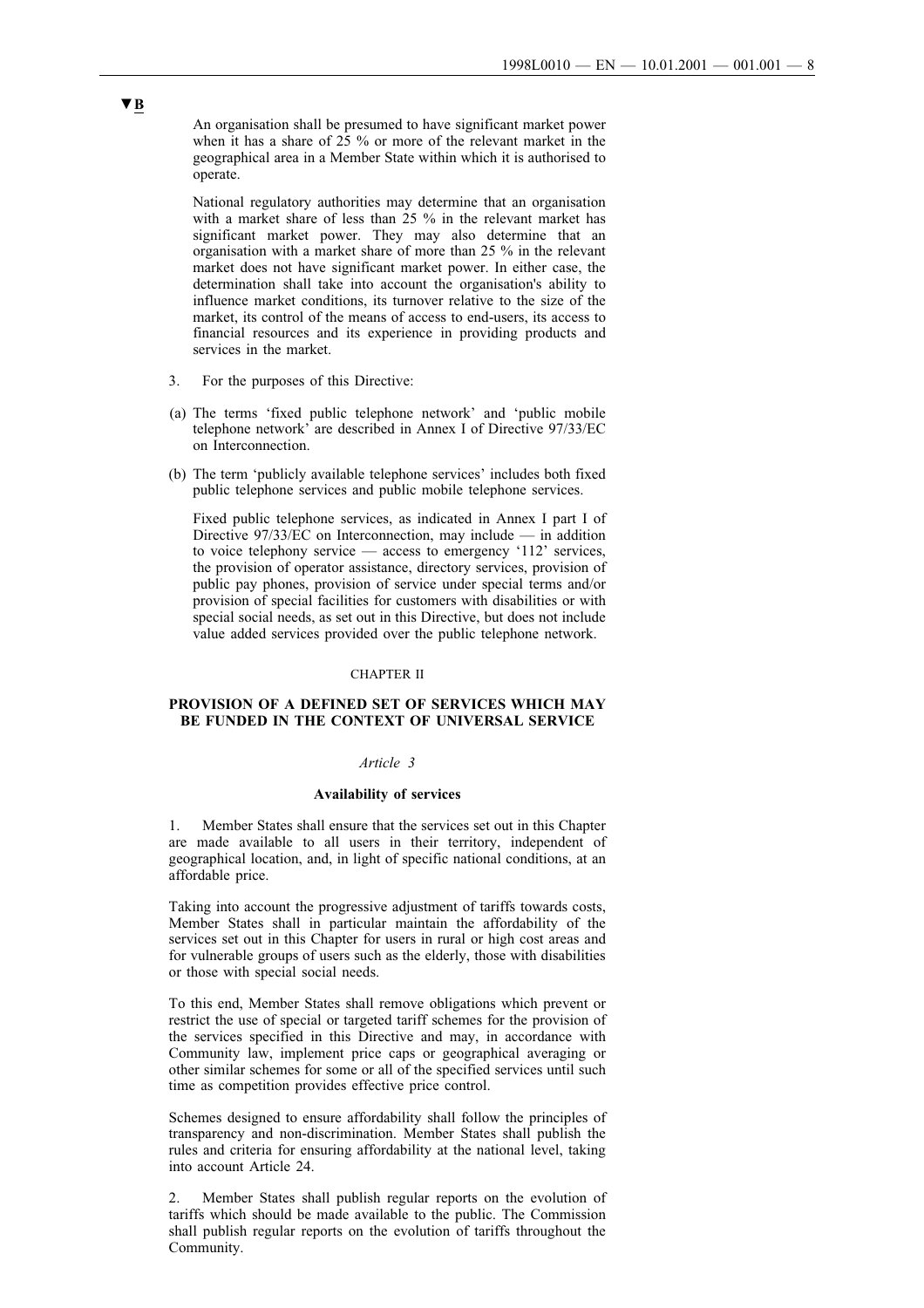An organisation shall be presumed to have significant market power when it has a share of 25 % or more of the relevant market in the geographical area in a Member State within which it is authorised to operate.

National regulatory authorities may determine that an organisation with a market share of less than 25 % in the relevant market has significant market power. They may also determine that an organisation with a market share of more than 25 % in the relevant market does not have significant market power. In either case, the determination shall take into account the organisation's ability to influence market conditions, its turnover relative to the size of the market, its control of the means of access to end-users, its access to financial resources and its experience in providing products and services in the market.

3. For the purposes of this Directive:

(a) The terms 'fixed public telephone network' and 'public mobile telephone network' are described in Annex I of Directive 97/33/EC on Interconnection.

(b) The term 'publicly available telephone services' includes both fixed public telephone services and public mobile telephone services.

Fixed public telephone services, as indicated in Annex I part I of Directive 97/33/EC on Interconnection, may include — in addition to voice telephony service — access to emergency '112' services, the provision of operator assistance, directory services, provision of public pay phones, provision of service under special terms and/or provision of special facilities for customers with disabilities or with special social needs, as set out in this Directive, but does not include value added services provided over the public telephone network.

CHAPTER II

## PROVISION OF A DEFINED SET OF SERVICES WHICH MAY BE FUNDED IN THE CONTEXT OF UNIVERSAL SERVICE

*Article 3*

### Availability of services

1. Member States shall ensure that the services set out in this Chapter are made available to all users in their territory, independent of geographical location, and, in light of specific national conditions, at an affordable price.

Taking into account the progressive adjustment of tariffs towards costs, Member States shall in particular maintain the affordability of the services set out in this Chapter for users in rural or high cost areas and for vulnerable groups of users such as the elderly, those with disabilities or those with special social needs.

To this end, Member States shall remove obligations which prevent or restrict the use of special or targeted tariff schemes for the provision of the services specified in this Directive and may, in accordance with Community law, implement price caps or geographical averaging or other similar schemes for some or all of the specified services until such time as competition provides effective price control.

Schemes designed to ensure affordability shall follow the principles of transparency and non-discrimination. Member States shall publish the rules and criteria for ensuring affordability at the national level, taking into account Article 24.

2. Member States shall publish regular reports on the evolution of tariffs which should be made available to the public. The Commission shall publish regular reports on the evolution of tariffs throughout the Community.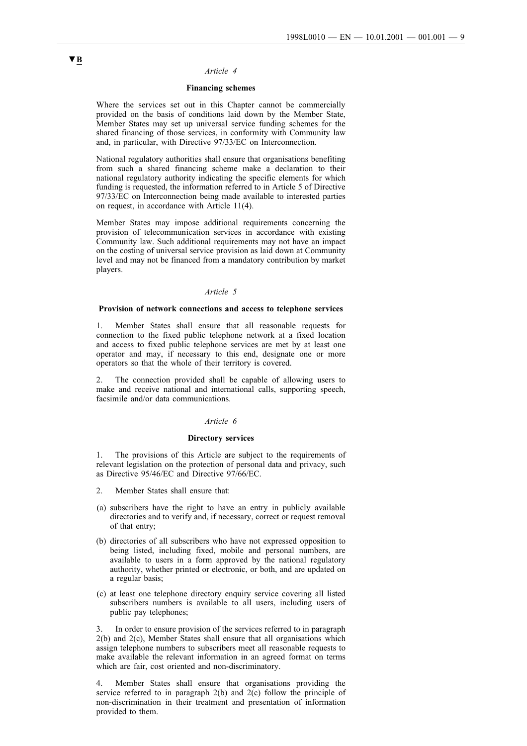▼B

*Article 4*

**Financing schemes**

Where the services set out in this Chapter cannot be commercially provided on the basis of conditions laid down by the Member State, Member States may set up universal service funding schemes for the shared financing of those services, in conformity with Community law and, in particular, with Directive 97/33/EC on Interconnection.

National regulatory authorities shall ensure that organisations benefiting from such a shared financing scheme make a declaration to their national regulatory authority indicating the specific elements for which funding is requested, the information referred to in Article 5 of Directive 97/33/EC on Interconnection being made available to interested parties on request, in accordance with Article 11(4).

Member States may impose additional requirements concerning the provision of telecommunication services in accordance with existing Community law. Such additional requirements may not have an impact on the costing of universal service provision as laid down at Community level and may not be financed from a mandatory contribution by market players.

*Article 5*

**Provision of network connections and access to telephone services**

1. Member States shall ensure that all reasonable requests for connection to the fixed public telephone network at a fixed location and access to fixed public telephone services are met by at least one operator and may, if necessary to this end, designate one or more operators so that the whole of their territory is covered.

2. The connection provided shall be capable of allowing users to make and receive national and international calls, supporting speech, facsimile and/or data communications.

*Article 6*

**Directory services**

1. The provisions of this Article are subject to the requirements of relevant legislation on the protection of personal data and privacy, such as Directive 95/46/EC and Directive 97/66/EC.

2. Member States shall ensure that:

(a) subscribers have the right to have an entry in publicly available directories and to verify and, if necessary, correct or request removal of that entry;

(b) directories of all subscribers who have not expressed opposition to being listed, including fixed, mobile and personal numbers, are available to users in a form approved by the national regulatory authority, whether printed or electronic, or both, and are updated on a regular basis;

(c) at least one telephone directory enquiry service covering all listed subscribers numbers is available to all users, including users of public pay telephones;

3. In order to ensure provision of the services referred to in paragraph 2(b) and 2(c), Member States shall ensure that all organisations which assign telephone numbers to subscribers meet all reasonable requests to make available the relevant information in an agreed format on terms which are fair, cost oriented and non-discriminatory.

4. Member States shall ensure that organisations providing the service referred to in paragraph 2(b) and 2(c) follow the principle of non-discrimination in their treatment and presentation of information provided to them.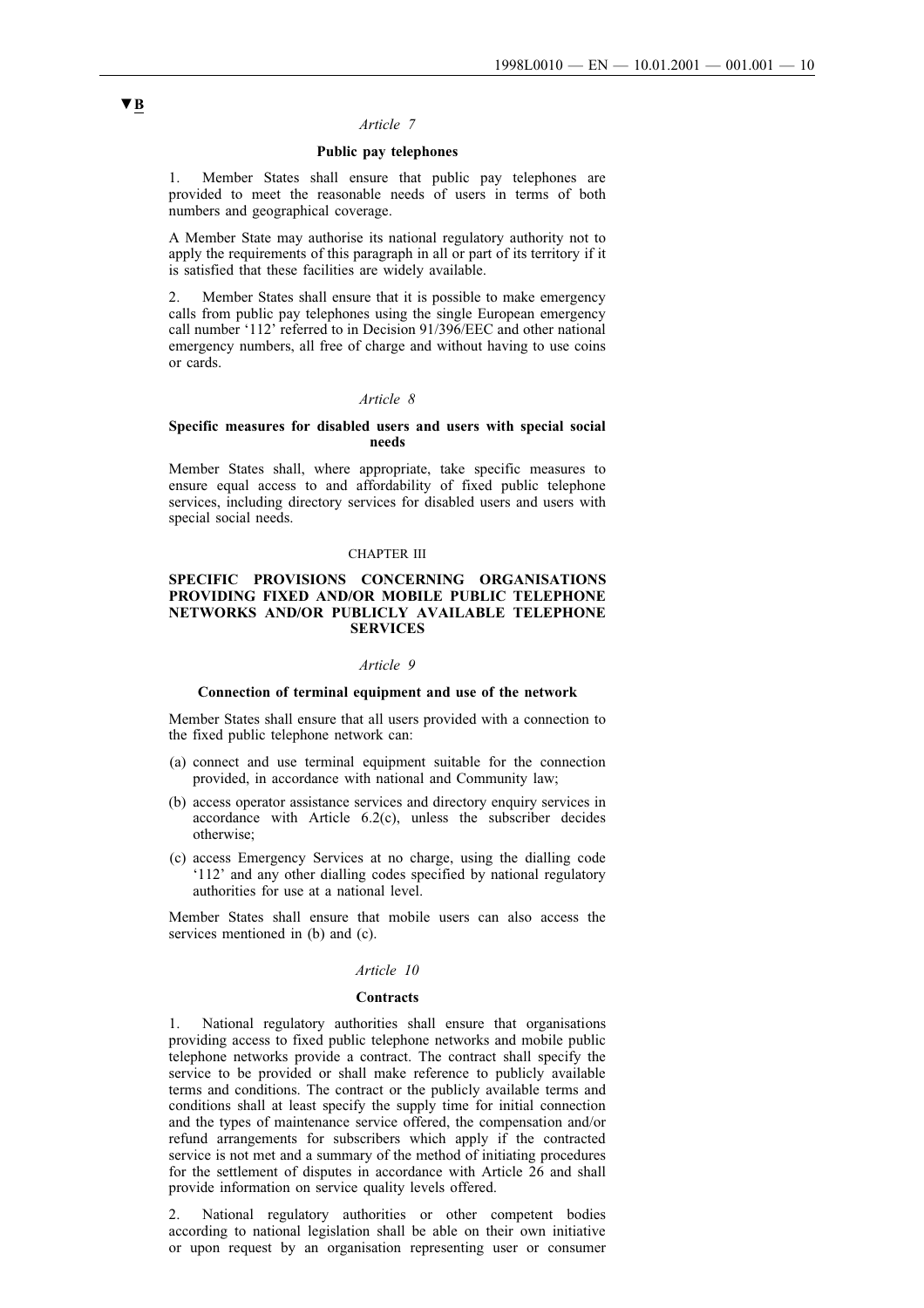▼B

*Article 7*

**Public pay telephones**

1. Member States shall ensure that public pay telephones are provided to meet the reasonable needs of users in terms of both numbers and geographical coverage.

A Member State may authorise its national regulatory authority not to apply the requirements of this paragraph in all or part of its territory if it is satisfied that these facilities are widely available.

2. Member States shall ensure that it is possible to make emergency calls from public pay telephones using the single European emergency call number '112' referred to in Decision 91/396/EEC and other national emergency numbers, all free of charge and without having to use coins or cards.

*Article 8*

**Specific measures for disabled users and users with special social needs**

Member States shall, where appropriate, take specific measures to ensure equal access to and affordability of fixed public telephone services, including directory services for disabled users and users with special social needs.

CHAPTER III

**SPECIFIC PROVISIONS CONCERNING ORGANISATIONS PROVIDING FIXED AND/OR MOBILE PUBLIC TELEPHONE NETWORKS AND/OR PUBLICLY AVAILABLE TELEPHONE SERVICES**

*Article 9*

**Connection of terminal equipment and use of the network**

Member States shall ensure that all users provided with a connection to the fixed public telephone network can:

(a) connect and use terminal equipment suitable for the connection provided, in accordance with national and Community law;

(b) access operator assistance services and directory enquiry services in accordance with Article 6.2(c), unless the subscriber decides otherwise;

(c) access Emergency Services at no charge, using the dialling code '112' and any other dialling codes specified by national regulatory authorities for use at a national level.

Member States shall ensure that mobile users can also access the services mentioned in (b) and (c).

*Article 10*

**Contracts**

1. National regulatory authorities shall ensure that organisations providing access to fixed public telephone networks and mobile public telephone networks provide a contract. The contract shall specify the service to be provided or shall make reference to publicly available terms and conditions. The contract or the publicly available terms and conditions shall at least specify the supply time for initial connection and the types of maintenance service offered, the compensation and/or refund arrangements for subscribers which apply if the contracted service is not met and a summary of the method of initiating procedures for the settlement of disputes in accordance with Article 26 and shall provide information on service quality levels offered.

2. National regulatory authorities or other competent bodies according to national legislation shall be able on their own initiative or upon request by an organisation representing user or consumer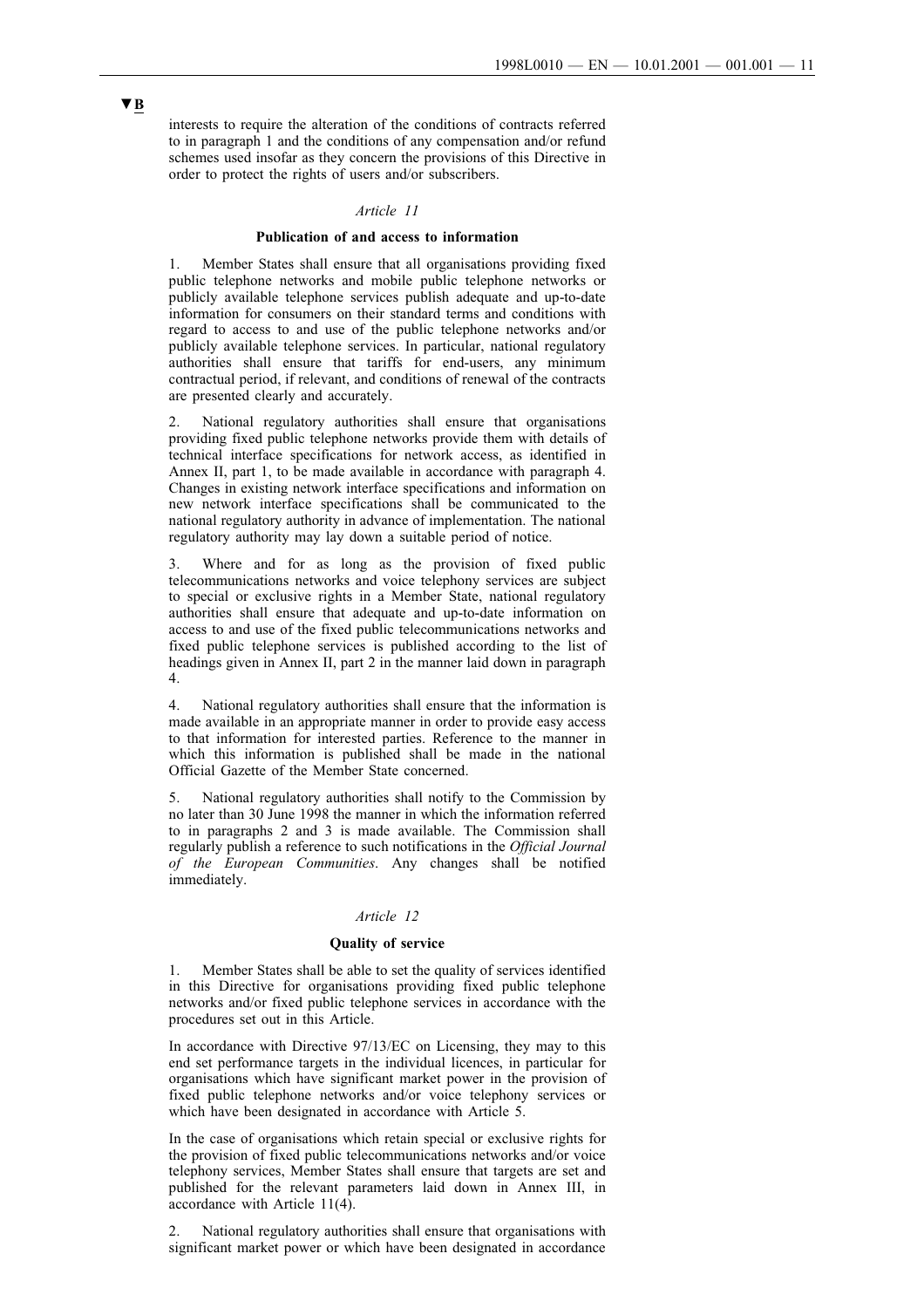▼B

interests to require the alteration of the conditions of contracts referred to in paragraph 1 and the conditions of any compensation and/or refund schemes used insofar as they concern the provisions of this Directive in order to protect the rights of users and/or subscribers.

*Article 11*

**Publication of and access to information**

1. Member States shall ensure that all organisations providing fixed public telephone networks and mobile public telephone networks or publicly available telephone services publish adequate and up-to-date information for consumers on their standard terms and conditions with regard to access to and use of the public telephone networks and/or publicly available telephone services. In particular, national regulatory authorities shall ensure that tariffs for end-users, any minimum contractual period, if relevant, and conditions of renewal of the contracts are presented clearly and accurately.

2. National regulatory authorities shall ensure that organisations providing fixed public telephone networks provide them with details of technical interface specifications for network access, as identified in Annex II, part 1, to be made available in accordance with paragraph 4. Changes in existing network interface specifications and information on new network interface specifications shall be communicated to the national regulatory authority in advance of implementation. The national regulatory authority may lay down a suitable period of notice.

3. Where and for as long as the provision of fixed public telecommunications networks and voice telephony services are subject to special or exclusive rights in a Member State, national regulatory authorities shall ensure that adequate and up-to-date information on access to and use of the fixed public telecommunications networks and fixed public telephone services is published according to the list of headings given in Annex II, part 2 in the manner laid down in paragraph 4.

4. National regulatory authorities shall ensure that the information is made available in an appropriate manner in order to provide easy access to that information for interested parties. Reference to the manner in which this information is published shall be made in the national Official Gazette of the Member State concerned.

5. National regulatory authorities shall notify to the Commission by no later than 30 June 1998 the manner in which the information referred to in paragraphs 2 and 3 is made available. The Commission shall regularly publish a reference to such notifications in the *Official Journal of the European Communities*. Any changes shall be notified immediately.

*Article 12*

**Quality of service**

1. Member States shall be able to set the quality of services identified in this Directive for organisations providing fixed public telephone networks and/or fixed public telephone services in accordance with the procedures set out in this Article.

In accordance with Directive 97/13/EC on Licensing, they may to this end set performance targets in the individual licences, in particular for organisations which have significant market power in the provision of fixed public telephone networks and/or voice telephony services or which have been designated in accordance with Article 5.

In the case of organisations which retain special or exclusive rights for the provision of fixed public telecommunications networks and/or voice telephony services, Member States shall ensure that targets are set and published for the relevant parameters laid down in Annex III, in accordance with Article 11(4).

2. National regulatory authorities shall ensure that organisations with significant market power or which have been designated in accordance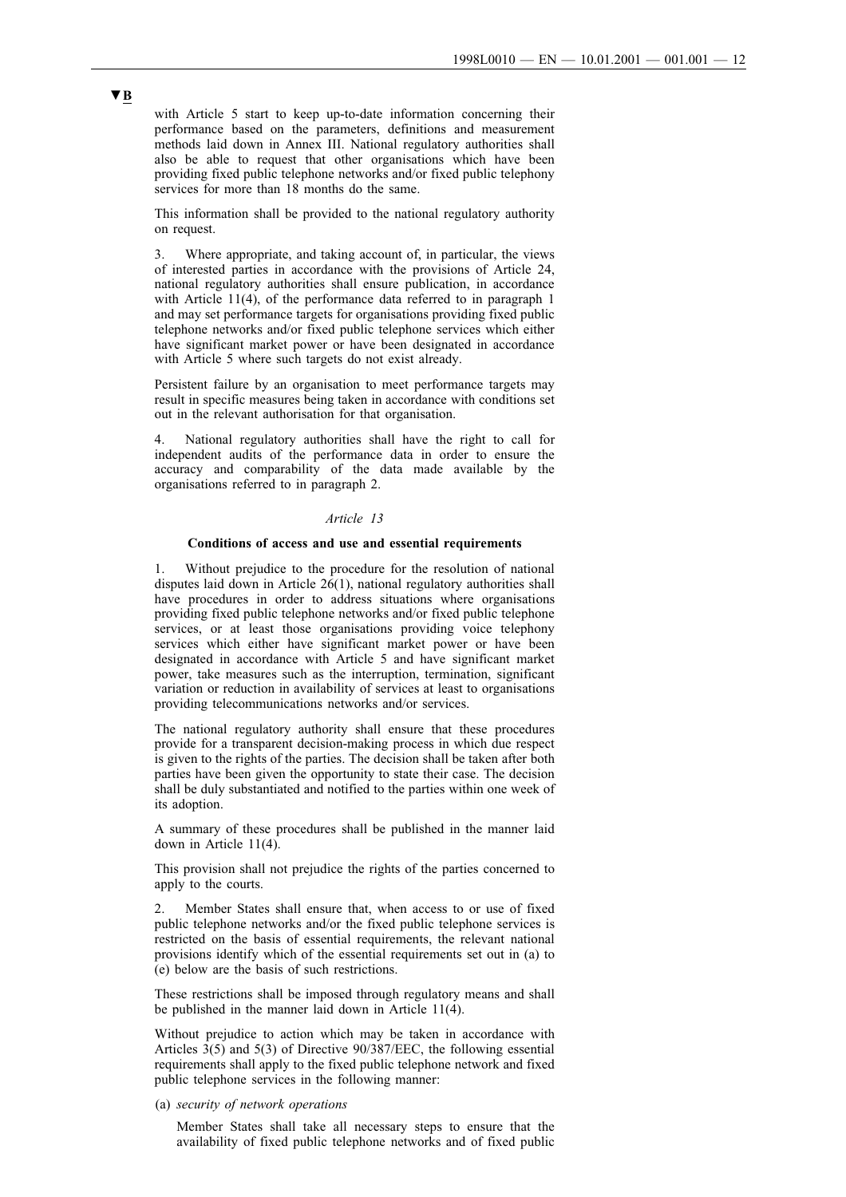▼B

with Article 5 start to keep up-to-date information concerning their performance based on the parameters, definitions and measurement methods laid down in Annex III. National regulatory authorities shall also be able to request that other organisations which have been providing fixed public telephone networks and/or fixed public telephony services for more than 18 months do the same.

This information shall be provided to the national regulatory authority on request.

3. Where appropriate, and taking account of, in particular, the views of interested parties in accordance with the provisions of Article 24, national regulatory authorities shall ensure publication, in accordance with Article 11(4), of the performance data referred to in paragraph 1 and may set performance targets for organisations providing fixed public telephone networks and/or fixed public telephone services which either have significant market power or have been designated in accordance with Article 5 where such targets do not exist already.

Persistent failure by an organisation to meet performance targets may result in specific measures being taken in accordance with conditions set out in the relevant authorisation for that organisation.

4. National regulatory authorities shall have the right to call for independent audits of the performance data in order to ensure the accuracy and comparability of the data made available by the organisations referred to in paragraph 2.

*Article 13*

**Conditions of access and use and essential requirements**

1. Without prejudice to the procedure for the resolution of national disputes laid down in Article 26(1), national regulatory authorities shall have procedures in order to address situations where organisations providing fixed public telephone networks and/or fixed public telephone services, or at least those organisations providing voice telephony services which either have significant market power or have been designated in accordance with Article 5 and have significant market power, take measures such as the interruption, termination, significant variation or reduction in availability of services at least to organisations providing telecommunications networks and/or services.

The national regulatory authority shall ensure that these procedures provide for a transparent decision-making process in which due respect is given to the rights of the parties. The decision shall be taken after both parties have been given the opportunity to state their case. The decision shall be duly substantiated and notified to the parties within one week of its adoption.

A summary of these procedures shall be published in the manner laid down in Article 11(4).

This provision shall not prejudice the rights of the parties concerned to apply to the courts.

2. Member States shall ensure that, when access to or use of fixed public telephone networks and/or the fixed public telephone services is restricted on the basis of essential requirements, the relevant national provisions identify which of the essential requirements set out in (a) to (e) below are the basis of such restrictions.

These restrictions shall be imposed through regulatory means and shall be published in the manner laid down in Article 11(4).

Without prejudice to action which may be taken in accordance with Articles 3(5) and 5(3) of Directive 90/387/EEC, the following essential requirements shall apply to the fixed public telephone network and fixed public telephone services in the following manner:

(a) *security of network operations*

Member States shall take all necessary steps to ensure that the availability of fixed public telephone networks and of fixed public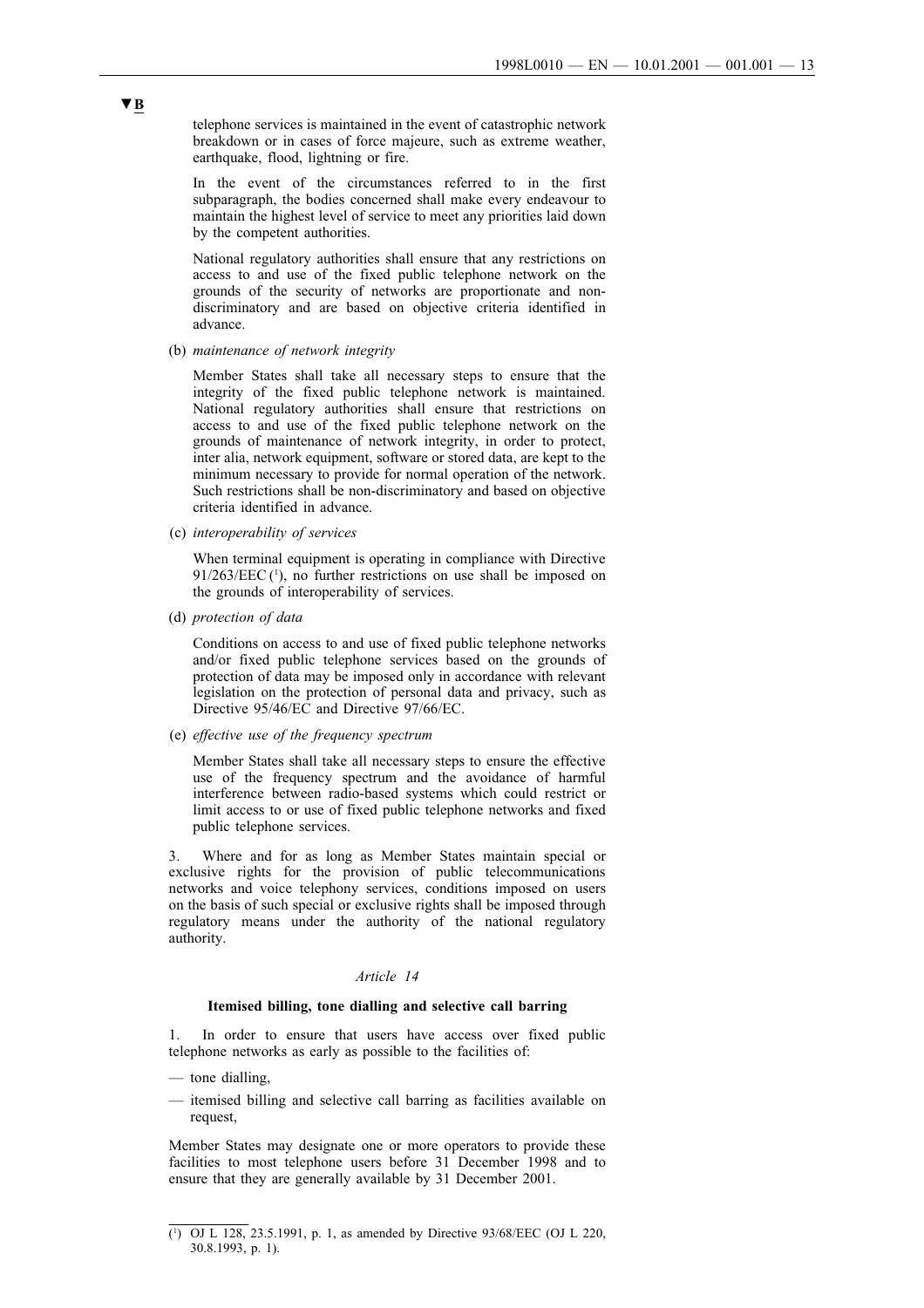▼B

telephone services is maintained in the event of catastrophic network breakdown or in cases of force majeure, such as extreme weather, earthquake, flood, lightning or fire.

In the event of the circumstances referred to in the first subparagraph, the bodies concerned shall make every endeavour to maintain the highest level of service to meet any priorities laid down by the competent authorities.

National regulatory authorities shall ensure that any restrictions on access to and use of the fixed public telephone network on the grounds of the security of networks are proportionate and non-discriminatory and are based on objective criteria identified in advance.

(b) *maintenance of network integrity*

Member States shall take all necessary steps to ensure that the integrity of the fixed public telephone network is maintained. National regulatory authorities shall ensure that restrictions on access to and use of the fixed public telephone network on the grounds of maintenance of network integrity, in order to protect, inter alia, network equipment, software or stored data, are kept to the minimum necessary to provide for normal operation of the network. Such restrictions shall be non-discriminatory and based on objective criteria identified in advance.

(c) *interoperability of services*

When terminal equipment is operating in compliance with Directive 91/263/EEC [1], no further restrictions on use shall be imposed on the grounds of interoperability of services.

(d) *protection of data*

Conditions on access to and use of fixed public telephone networks and/or fixed public telephone services based on the grounds of protection of data may be imposed only in accordance with relevant legislation on the protection of personal data and privacy, such as Directive 95/46/EC and Directive 97/66/EC.

(e) *effective use of the frequency spectrum*

Member States shall take all necessary steps to ensure the effective use of the frequency spectrum and the avoidance of harmful interference between radio-based systems which could restrict or limit access to or use of fixed public telephone networks and fixed public telephone services.

3. Where and for as long as Member States maintain special or exclusive rights for the provision of public telecommunications networks and voice telephony services, conditions imposed on users on the basis of such special or exclusive rights shall be imposed through regulatory means under the authority of the national regulatory authority.

*Article 14*

**Itemised billing, tone dialling and selective call barring**

1. In order to ensure that users have access over fixed public telephone networks as early as possible to the facilities of:

— tone dialling,

— itemised billing and selective call barring as facilities available on request,

Member States may designate one or more operators to provide these facilities to most telephone users before 31 December 1998 and to ensure that they are generally available by 31 December 2001.

[1] OJ L 128, 23.5.1991, p. 1, as amended by Directive 93/68/EEC (OJ L 220, 30.8.1993, p. 1).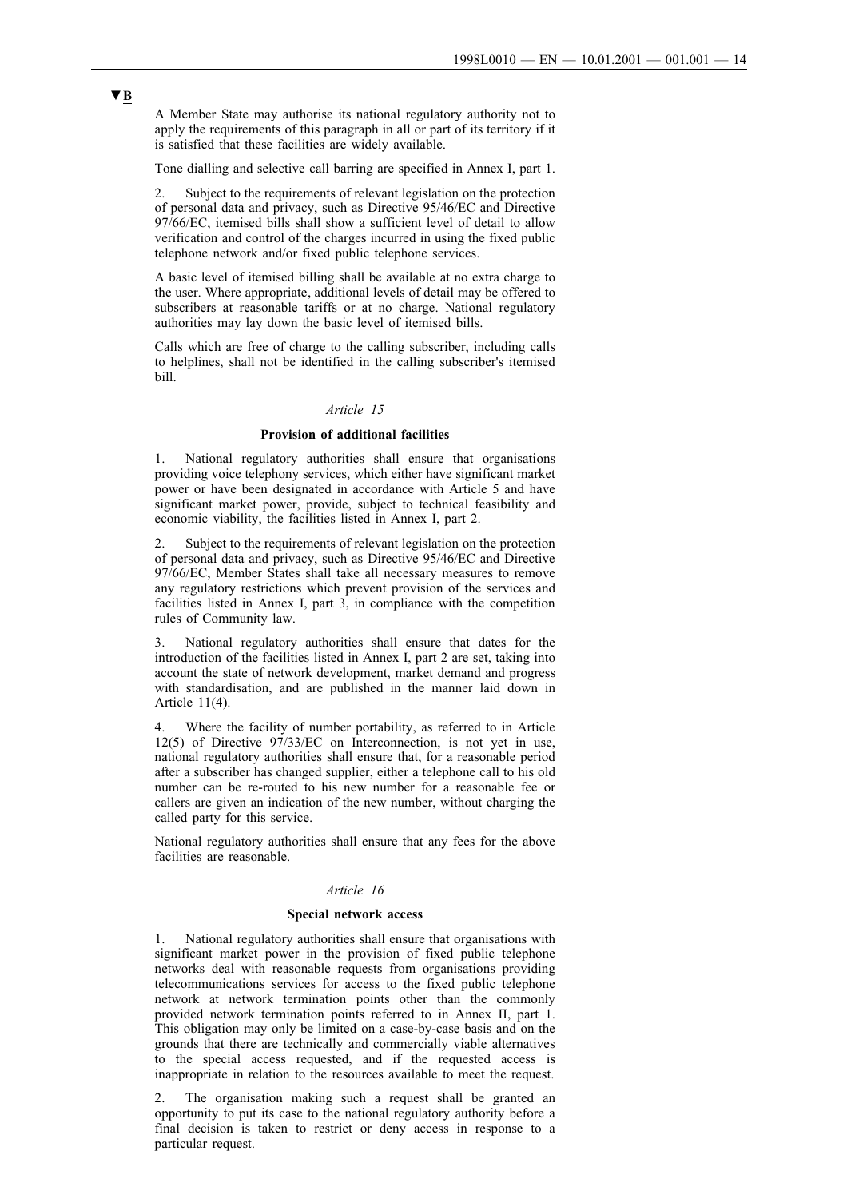▼B

A Member State may authorise its national regulatory authority not to apply the requirements of this paragraph in all or part of its territory if it is satisfied that these facilities are widely available.

Tone dialling and selective call barring are specified in Annex I, part 1.

2. Subject to the requirements of relevant legislation on the protection of personal data and privacy, such as Directive 95/46/EC and Directive 97/66/EC, itemised bills shall show a sufficient level of detail to allow verification and control of the charges incurred in using the fixed public telephone network and/or fixed public telephone services.

A basic level of itemised billing shall be available at no extra charge to the user. Where appropriate, additional levels of detail may be offered to subscribers at reasonable tariffs or at no charge. National regulatory authorities may lay down the basic level of itemised bills.

Calls which are free of charge to the calling subscriber, including calls to helplines, shall not be identified in the calling subscriber's itemised bill.

*Article 15*

**Provision of additional facilities**

1. National regulatory authorities shall ensure that organisations providing voice telephony services, which either have significant market power or have been designated in accordance with Article 5 and have significant market power, provide, subject to technical feasibility and economic viability, the facilities listed in Annex I, part 2.

2. Subject to the requirements of relevant legislation on the protection of personal data and privacy, such as Directive 95/46/EC and Directive 97/66/EC, Member States shall take all necessary measures to remove any regulatory restrictions which prevent provision of the services and facilities listed in Annex I, part 3, in compliance with the competition rules of Community law.

3. National regulatory authorities shall ensure that dates for the introduction of the facilities listed in Annex I, part 2 are set, taking into account the state of network development, market demand and progress with standardisation, and are published in the manner laid down in Article 11(4).

4. Where the facility of number portability, as referred to in Article 12(5) of Directive 97/33/EC on Interconnection, is not yet in use, national regulatory authorities shall ensure that, for a reasonable period after a subscriber has changed supplier, either a telephone call to his old number can be re-routed to his new number for a reasonable fee or callers are given an indication of the new number, without charging the called party for this service.

National regulatory authorities shall ensure that any fees for the above facilities are reasonable.

*Article 16*

**Special network access**

1. National regulatory authorities shall ensure that organisations with significant market power in the provision of fixed public telephone networks deal with reasonable requests from organisations providing telecommunications services for access to the fixed public telephone network at network termination points other than the commonly provided network termination points referred to in Annex II, part 1. This obligation may only be limited on a case-by-case basis and on the grounds that there are technically and commercially viable alternatives to the special access requested, and if the requested access is inappropriate in relation to the resources available to meet the request.

2. The organisation making such a request shall be granted an opportunity to put its case to the national regulatory authority before a final decision is taken to restrict or deny access in response to a particular request.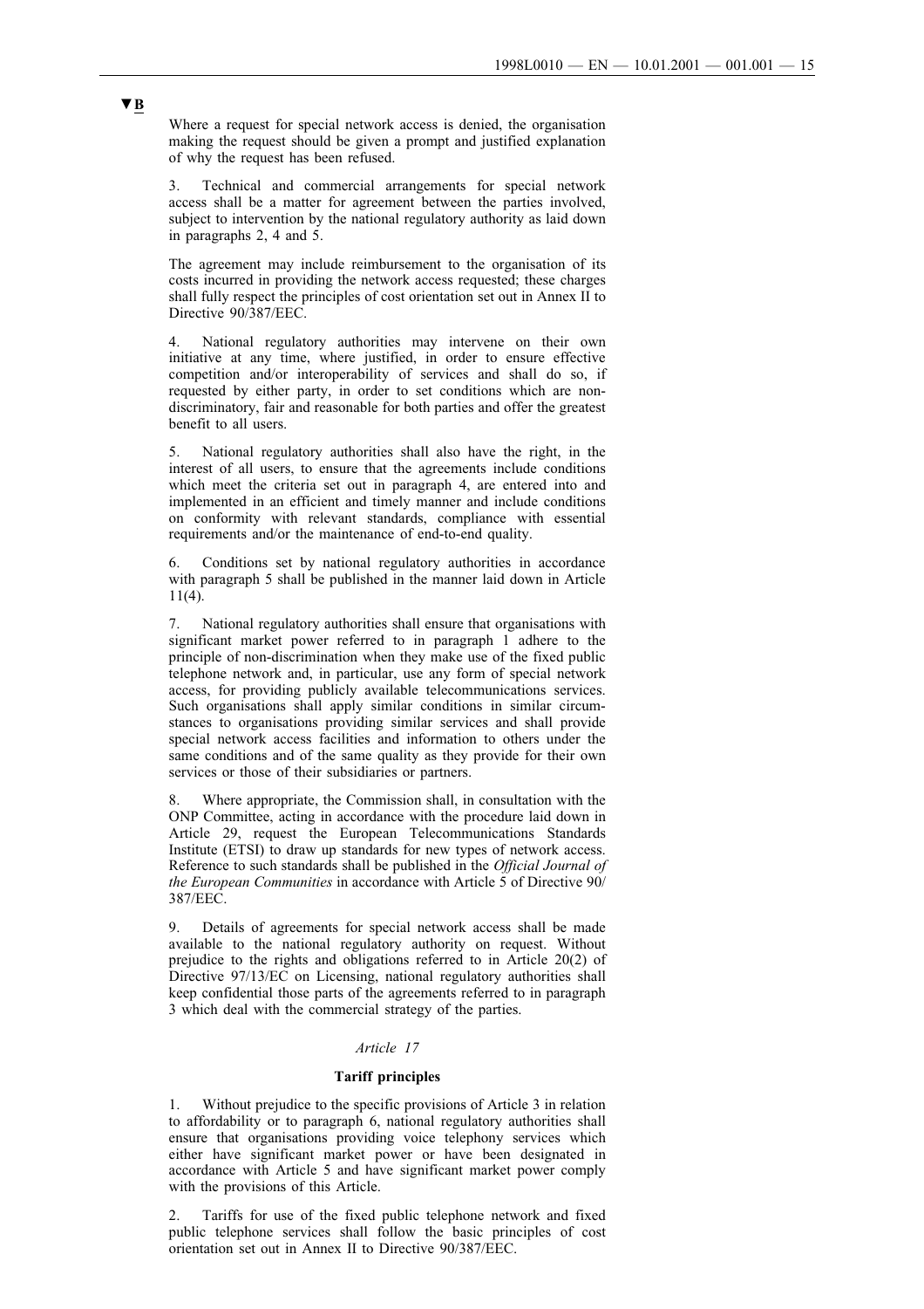▼B

Where a request for special network access is denied, the organisation making the request should be given a prompt and justified explanation of why the request has been refused.

3. Technical and commercial arrangements for special network access shall be a matter for agreement between the parties involved, subject to intervention by the national regulatory authority as laid down in paragraphs 2, 4 and 5.

The agreement may include reimbursement to the organisation of its costs incurred in providing the network access requested; these charges shall fully respect the principles of cost orientation set out in Annex II to Directive 90/387/EEC.

4. National regulatory authorities may intervene on their own initiative at any time, where justified, in order to ensure effective competition and/or interoperability of services and shall do so, if requested by either party, in order to set conditions which are non-discriminatory, fair and reasonable for both parties and offer the greatest benefit to all users.

5. National regulatory authorities shall also have the right, in the interest of all users, to ensure that the agreements include conditions which meet the criteria set out in paragraph 4, are entered into and implemented in an efficient and timely manner and include conditions on conformity with relevant standards, compliance with essential requirements and/or the maintenance of end-to-end quality.

6. Conditions set by national regulatory authorities in accordance with paragraph 5 shall be published in the manner laid down in Article 11(4).

7. National regulatory authorities shall ensure that organisations with significant market power referred to in paragraph 1 adhere to the principle of non-discrimination when they make use of the fixed public telephone network and, in particular, use any form of special network access, for providing publicly available telecommunications services. Such organisations shall apply similar conditions in similar circumstances to organisations providing similar services and shall provide special network access facilities and information to others under the same conditions and of the same quality as they provide for their own services or those of their subsidiaries or partners.

8. Where appropriate, the Commission shall, in consultation with the ONP Committee, acting in accordance with the procedure laid down in Article 29, request the European Telecommunications Standards Institute (ETSI) to draw up standards for new types of network access. Reference to such standards shall be published in the *Official Journal of the European Communities* in accordance with Article 5 of Directive 90/387/EEC.

9. Details of agreements for special network access shall be made available to the national regulatory authority on request. Without prejudice to the rights and obligations referred to in Article 20(2) of Directive 97/13/EC on Licensing, national regulatory authorities shall keep confidential those parts of the agreements referred to in paragraph 3 which deal with the commercial strategy of the parties.

*Article 17*

**Tariff principles**

1. Without prejudice to the specific provisions of Article 3 in relation to affordability or to paragraph 6, national regulatory authorities shall ensure that organisations providing voice telephony services which either have significant market power or have been designated in accordance with Article 5 and have significant market power comply with the provisions of this Article.

2. Tariffs for use of the fixed public telephone network and fixed public telephone services shall follow the basic principles of cost orientation set out in Annex II to Directive 90/387/EEC.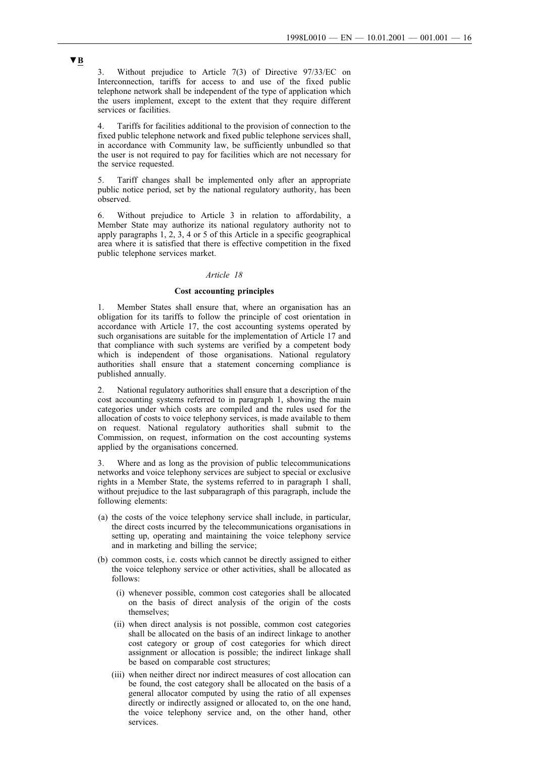▼B

3. Without prejudice to Article 7(3) of Directive 97/33/EC on Interconnection, tariffs for access to and use of the fixed public telephone network shall be independent of the type of application which the users implement, except to the extent that they require different services or facilities.

4. Tariffs for facilities additional to the provision of connection to the fixed public telephone network and fixed public telephone services shall, in accordance with Community law, be sufficiently unbundled so that the user is not required to pay for facilities which are not necessary for the service requested.

5. Tariff changes shall be implemented only after an appropriate public notice period, set by the national regulatory authority, has been observed.

6. Without prejudice to Article 3 in relation to affordability, a Member State may authorize its national regulatory authority not to apply paragraphs 1, 2, 3, 4 or 5 of this Article in a specific geographical area where it is satisfied that there is effective competition in the fixed public telephone services market.

*Article 18*

**Cost accounting principles**

1. Member States shall ensure that, where an organisation has an obligation for its tariffs to follow the principle of cost orientation in accordance with Article 17, the cost accounting systems operated by such organisations are suitable for the implementation of Article 17 and that compliance with such systems are verified by a competent body which is independent of those organisations. National regulatory authorities shall ensure that a statement concerning compliance is published annually.

2. National regulatory authorities shall ensure that a description of the cost accounting systems referred to in paragraph 1, showing the main categories under which costs are compiled and the rules used for the allocation of costs to voice telephony services, is made available to them on request. National regulatory authorities shall submit to the Commission, on request, information on the cost accounting systems applied by the organisations concerned.

3. Where and as long as the provision of public telecommunications networks and voice telephony services are subject to special or exclusive rights in a Member State, the systems referred to in paragraph 1 shall, without prejudice to the last subparagraph of this paragraph, include the following elements:

(a) the costs of the voice telephony service shall include, in particular, the direct costs incurred by the telecommunications organisations in setting up, operating and maintaining the voice telephony service and in marketing and billing the service;

(b) common costs, i.e. costs which cannot be directly assigned to either the voice telephony service or other activities, shall be allocated as follows:

   (i) whenever possible, common cost categories shall be allocated on the basis of direct analysis of the origin of the costs themselves;

   (ii) when direct analysis is not possible, common cost categories shall be allocated on the basis of an indirect linkage to another cost category or group of cost categories for which direct assignment or allocation is possible; the indirect linkage shall be based on comparable cost structures;

   (iii) when neither direct nor indirect measures of cost allocation can be found, the cost category shall be allocated on the basis of a general allocator computed by using the ratio of all expenses directly or indirectly assigned or allocated to, on the one hand, the voice telephony service and, on the other hand, other services.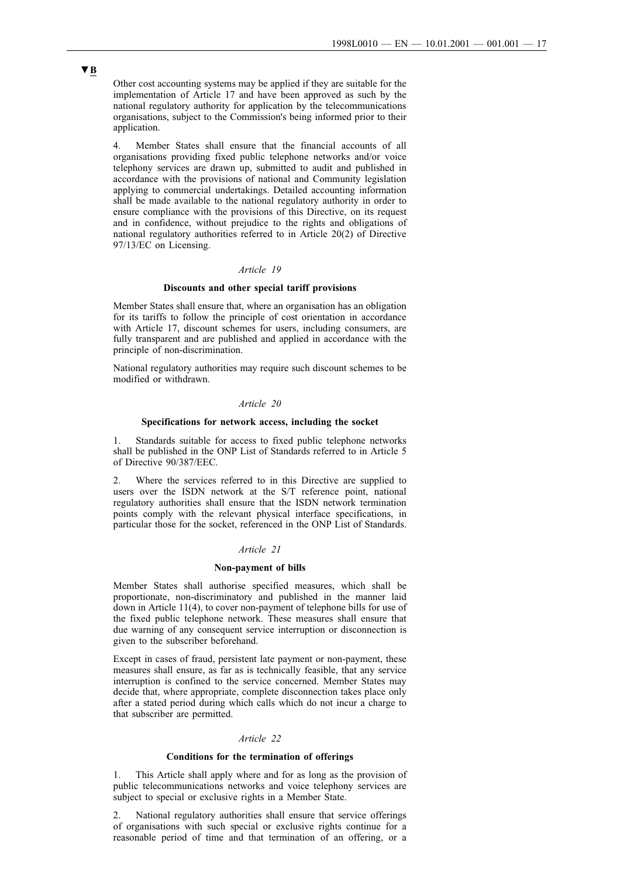▼B

Other cost accounting systems may be applied if they are suitable for the implementation of Article 17 and have been approved as such by the national regulatory authority for application by the telecommunications organisations, subject to the Commission's being informed prior to their application.

4. Member States shall ensure that the financial accounts of all organisations providing fixed public telephone networks and/or voice telephony services are drawn up, submitted to audit and published in accordance with the provisions of national and Community legislation applying to commercial undertakings. Detailed accounting information shall be made available to the national regulatory authority in order to ensure compliance with the provisions of this Directive, on its request and in confidence, without prejudice to the rights and obligations of national regulatory authorities referred to in Article 20(2) of Directive 97/13/EC on Licensing.

*Article 19*

**Discounts and other special tariff provisions**

Member States shall ensure that, where an organisation has an obligation for its tariffs to follow the principle of cost orientation in accordance with Article 17, discount schemes for users, including consumers, are fully transparent and are published and applied in accordance with the principle of non-discrimination.

National regulatory authorities may require such discount schemes to be modified or withdrawn.

*Article 20*

**Specifications for network access, including the socket**

1. Standards suitable for access to fixed public telephone networks shall be published in the ONP List of Standards referred to in Article 5 of Directive 90/387/EEC.

2. Where the services referred to in this Directive are supplied to users over the ISDN network at the S/T reference point, national regulatory authorities shall ensure that the ISDN network termination points comply with the relevant physical interface specifications, in particular those for the socket, referenced in the ONP List of Standards.

*Article 21*

**Non-payment of bills**

Member States shall authorise specified measures, which shall be proportionate, non-discriminatory and published in the manner laid down in Article 11(4), to cover non-payment of telephone bills for use of the fixed public telephone network. These measures shall ensure that due warning of any consequent service interruption or disconnection is given to the subscriber beforehand.

Except in cases of fraud, persistent late payment or non-payment, these measures shall ensure, as far as is technically feasible, that any service interruption is confined to the service concerned. Member States may decide that, where appropriate, complete disconnection takes place only after a stated period during which calls which do not incur a charge to that subscriber are permitted.

*Article 22*

**Conditions for the termination of offerings**

1. This Article shall apply where and for as long as the provision of public telecommunications networks and voice telephony services are subject to special or exclusive rights in a Member State.

2. National regulatory authorities shall ensure that service offerings of organisations with such special or exclusive rights continue for a reasonable period of time and that termination of an offering, or a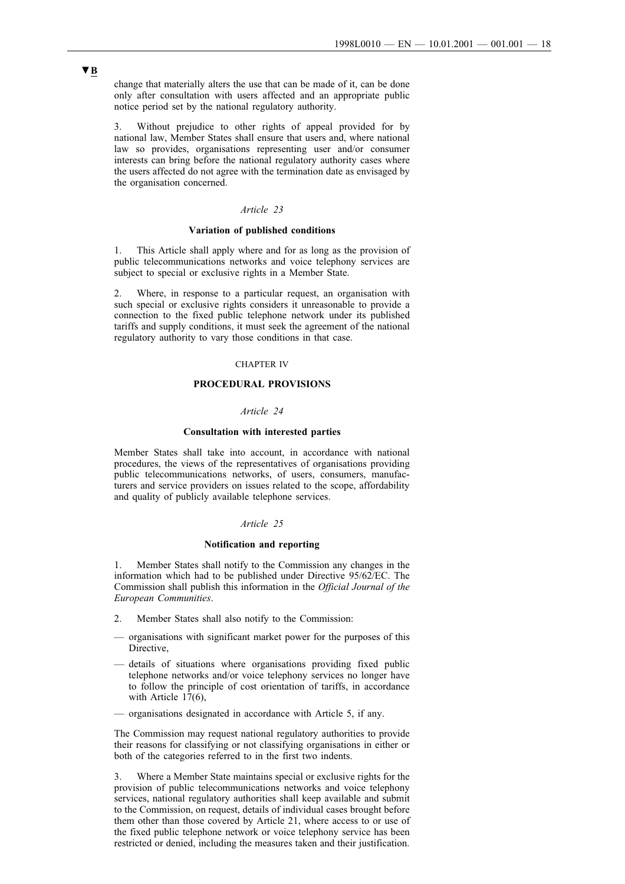▼B

change that materially alters the use that can be made of it, can be done only after consultation with users affected and an appropriate public notice period set by the national regulatory authority.

3. Without prejudice to other rights of appeal provided for by national law, Member States shall ensure that users and, where national law so provides, organisations representing user and/or consumer interests can bring before the national regulatory authority cases where the users affected do not agree with the termination date as envisaged by the organisation concerned.

*Article 23*

**Variation of published conditions**

1. This Article shall apply where and for as long as the provision of public telecommunications networks and voice telephony services are subject to special or exclusive rights in a Member State.

2. Where, in response to a particular request, an organisation with such special or exclusive rights considers it unreasonable to provide a connection to the fixed public telephone network under its published tariffs and supply conditions, it must seek the agreement of the national regulatory authority to vary those conditions in that case.

CHAPTER IV

**PROCEDURAL PROVISIONS**

*Article 24*

**Consultation with interested parties**

Member States shall take into account, in accordance with national procedures, the views of the representatives of organisations providing public telecommunications networks, of users, consumers, manufacturers and service providers on issues related to the scope, affordability and quality of publicly available telephone services.

*Article 25*

**Notification and reporting**

1. Member States shall notify to the Commission any changes in the information which had to be published under Directive 95/62/EC. The Commission shall publish this information in the *Official Journal of the European Communities*.

2. Member States shall also notify to the Commission:

— organisations with significant market power for the purposes of this Directive,

— details of situations where organisations providing fixed public telephone networks and/or voice telephony services no longer have to follow the principle of cost orientation of tariffs, in accordance with Article 17(6),

— organisations designated in accordance with Article 5, if any.

The Commission may request national regulatory authorities to provide their reasons for classifying or not classifying organisations in either or both of the categories referred to in the first two indents.

3. Where a Member State maintains special or exclusive rights for the provision of public telecommunications networks and voice telephony services, national regulatory authorities shall keep available and submit to the Commission, on request, details of individual cases brought before them other than those covered by Article 21, where access to or use of the fixed public telephone network or voice telephony service has been restricted or denied, including the measures taken and their justification.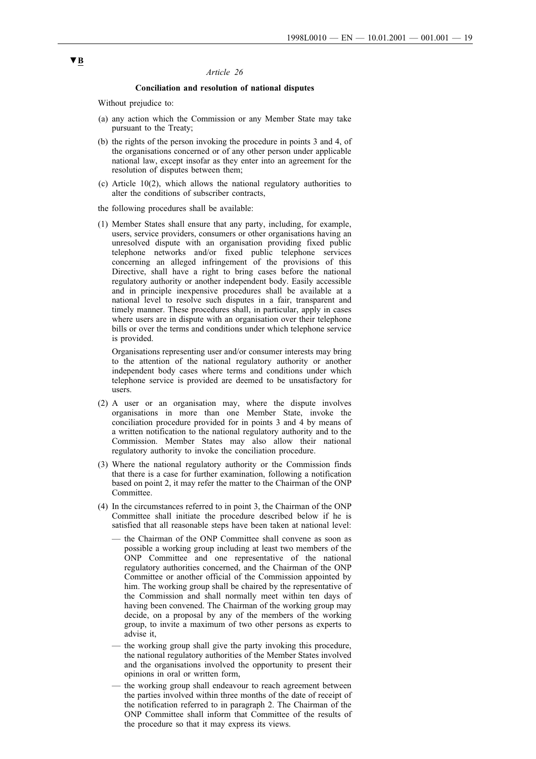▼B

*Article 26*

**Conciliation and resolution of national disputes**

Without prejudice to:

(a) any action which the Commission or any Member State may take pursuant to the Treaty;

(b) the rights of the person invoking the procedure in points 3 and 4, of the organisations concerned or of any other person under applicable national law, except insofar as they enter into an agreement for the resolution of disputes between them;

(c) Article 10(2), which allows the national regulatory authorities to alter the conditions of subscriber contracts,

the following procedures shall be available:

(1) Member States shall ensure that any party, including, for example, users, service providers, consumers or other organisations having an unresolved dispute with an organisation providing fixed public telephone networks and/or fixed public telephone services concerning an alleged infringement of the provisions of this Directive, shall have a right to bring cases before the national regulatory authority or another independent body. Easily accessible and in principle inexpensive procedures shall be available at a national level to resolve such disputes in a fair, transparent and timely manner. These procedures shall, in particular, apply in cases where users are in dispute with an organisation over their telephone bills or over the terms and conditions under which telephone service is provided.

   Organisations representing user and/or consumer interests may bring to the attention of the national regulatory authority or another independent body cases where terms and conditions under which telephone service is provided are deemed to be unsatisfactory for users.

(2) A user or an organisation may, where the dispute involves organisations in more than one Member State, invoke the conciliation procedure provided for in points 3 and 4 by means of a written notification to the national regulatory authority and to the Commission. Member States may also allow their national regulatory authority to invoke the conciliation procedure.

(3) Where the national regulatory authority or the Commission finds that there is a case for further examination, following a notification based on point 2, it may refer the matter to the Chairman of the ONP Committee.

(4) In the circumstances referred to in point 3, the Chairman of the ONP Committee shall initiate the procedure described below if he is satisfied that all reasonable steps have been taken at national level:

   — the Chairman of the ONP Committee shall convene as soon as possible a working group including at least two members of the ONP Committee and one representative of the national regulatory authorities concerned, and the Chairman of the ONP Committee or another official of the Commission appointed by him. The working group shall be chaired by the representative of the Commission and shall normally meet within ten days of having been convened. The Chairman of the working group may decide, on a proposal by any of the members of the working group, to invite a maximum of two other persons as experts to advise it,

   — the working group shall give the party invoking this procedure, the national regulatory authorities of the Member States involved and the organisations involved the opportunity to present their opinions in oral or written form,

   — the working group shall endeavour to reach agreement between the parties involved within three months of the date of receipt of the notification referred to in paragraph 2. The Chairman of the ONP Committee shall inform that Committee of the results of the procedure so that it may express its views.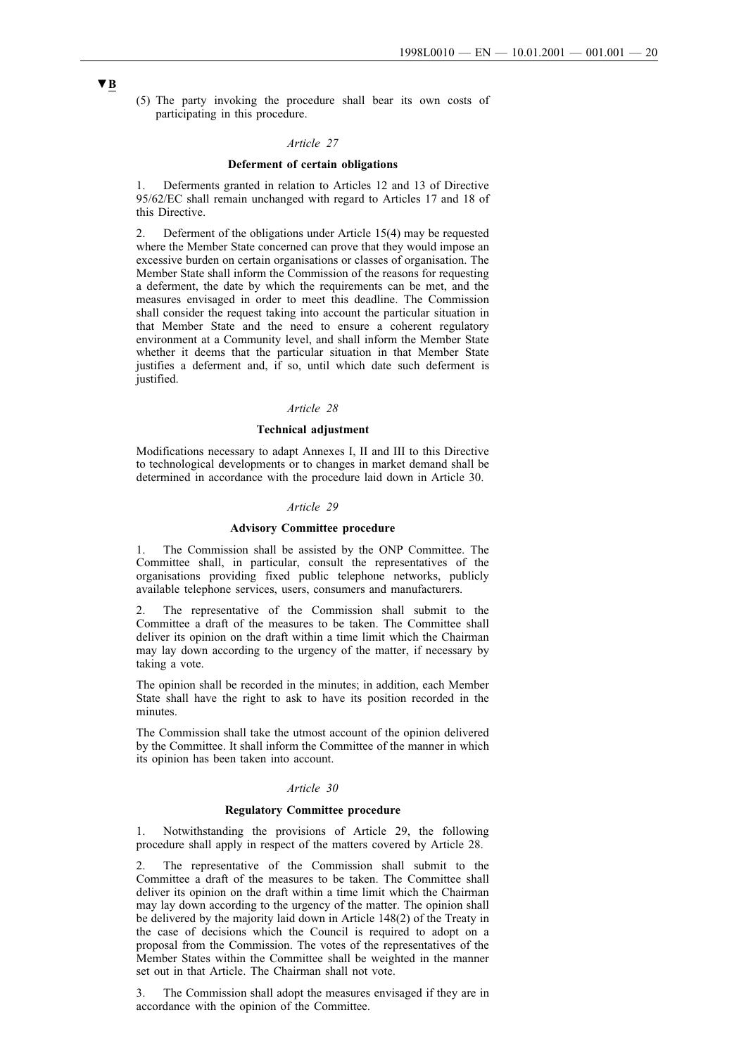▼B

(5) The party invoking the procedure shall bear its own costs of participating in this procedure.

*Article 27*

**Deferment of certain obligations**

1. Deferments granted in relation to Articles 12 and 13 of Directive 95/62/EC shall remain unchanged with regard to Articles 17 and 18 of this Directive.

2. Deferment of the obligations under Article 15(4) may be requested where the Member State concerned can prove that they would impose an excessive burden on certain organisations or classes of organisation. The Member State shall inform the Commission of the reasons for requesting a deferment, the date by which the requirements can be met, and the measures envisaged in order to meet this deadline. The Commission shall consider the request taking into account the particular situation in that Member State and the need to ensure a coherent regulatory environment at a Community level, and shall inform the Member State whether it deems that the particular situation in that Member State justifies a deferment and, if so, until which date such deferment is justified.

*Article 28*

**Technical adjustment**

Modifications necessary to adapt Annexes I, II and III to this Directive to technological developments or to changes in market demand shall be determined in accordance with the procedure laid down in Article 30.

*Article 29*

**Advisory Committee procedure**

1. The Commission shall be assisted by the ONP Committee. The Committee shall, in particular, consult the representatives of the organisations providing fixed public telephone networks, publicly available telephone services, users, consumers and manufacturers.

2. The representative of the Commission shall submit to the Committee a draft of the measures to be taken. The Committee shall deliver its opinion on the draft within a time limit which the Chairman may lay down according to the urgency of the matter, if necessary by taking a vote.

The opinion shall be recorded in the minutes; in addition, each Member State shall have the right to ask to have its position recorded in the minutes.

The Commission shall take the utmost account of the opinion delivered by the Committee. It shall inform the Committee of the manner in which its opinion has been taken into account.

*Article 30*

**Regulatory Committee procedure**

1. Notwithstanding the provisions of Article 29, the following procedure shall apply in respect of the matters covered by Article 28.

2. The representative of the Commission shall submit to the Committee a draft of the measures to be taken. The Committee shall deliver its opinion on the draft within a time limit which the Chairman may lay down according to the urgency of the matter. The opinion shall be delivered by the majority laid down in Article 148(2) of the Treaty in the case of decisions which the Council is required to adopt on a proposal from the Commission. The votes of the representatives of the Member States within the Committee shall be weighted in the manner set out in that Article. The Chairman shall not vote.

3. The Commission shall adopt the measures envisaged if they are in accordance with the opinion of the Committee.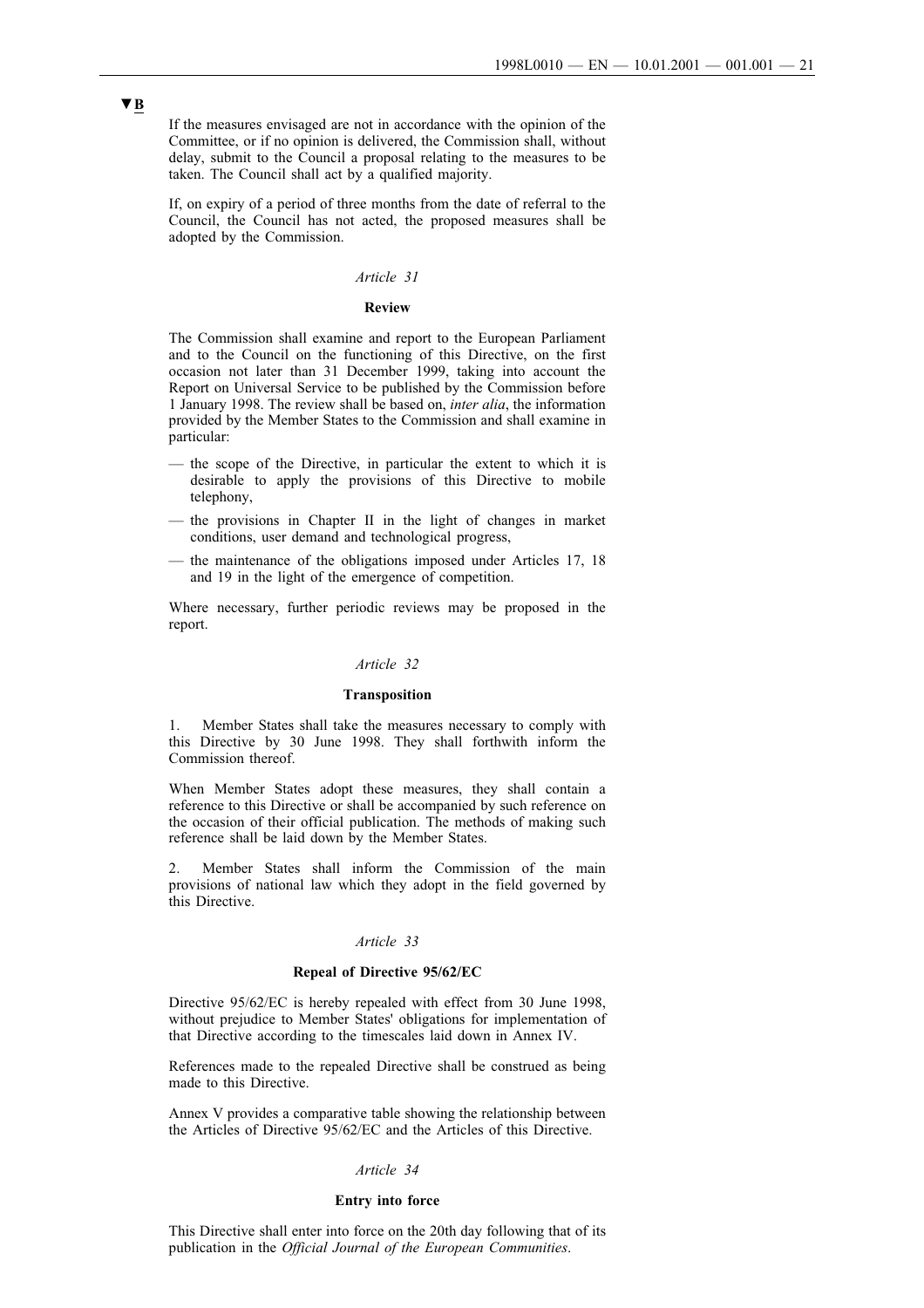▼B

If the measures envisaged are not in accordance with the opinion of the Committee, or if no opinion is delivered, the Commission shall, without delay, submit to the Council a proposal relating to the measures to be taken. The Council shall act by a qualified majority.

If, on expiry of a period of three months from the date of referral to the Council, the Council has not acted, the proposed measures shall be adopted by the Commission.

*Article 31*

**Review**

The Commission shall examine and report to the European Parliament and to the Council on the functioning of this Directive, on the first occasion not later than 31 December 1999, taking into account the Report on Universal Service to be published by the Commission before 1 January 1998. The review shall be based on, *inter alia*, the information provided by the Member States to the Commission and shall examine in particular:

— the scope of the Directive, in particular the extent to which it is desirable to apply the provisions of this Directive to mobile telephony,

— the provisions in Chapter II in the light of changes in market conditions, user demand and technological progress,

— the maintenance of the obligations imposed under Articles 17, 18 and 19 in the light of the emergence of competition.

Where necessary, further periodic reviews may be proposed in the report.

*Article 32*

**Transposition**

1. Member States shall take the measures necessary to comply with this Directive by 30 June 1998. They shall forthwith inform the Commission thereof.

When Member States adopt these measures, they shall contain a reference to this Directive or shall be accompanied by such reference on the occasion of their official publication. The methods of making such reference shall be laid down by the Member States.

2. Member States shall inform the Commission of the main provisions of national law which they adopt in the field governed by this Directive.

*Article 33*

**Repeal of Directive 95/62/EC**

Directive 95/62/EC is hereby repealed with effect from 30 June 1998, without prejudice to Member States' obligations for implementation of that Directive according to the timescales laid down in Annex IV.

References made to the repealed Directive shall be construed as being made to this Directive.

Annex V provides a comparative table showing the relationship between the Articles of Directive 95/62/EC and the Articles of this Directive.

*Article 34*

**Entry into force**

This Directive shall enter into force on the 20th day following that of its publication in the *Official Journal of the European Communities*.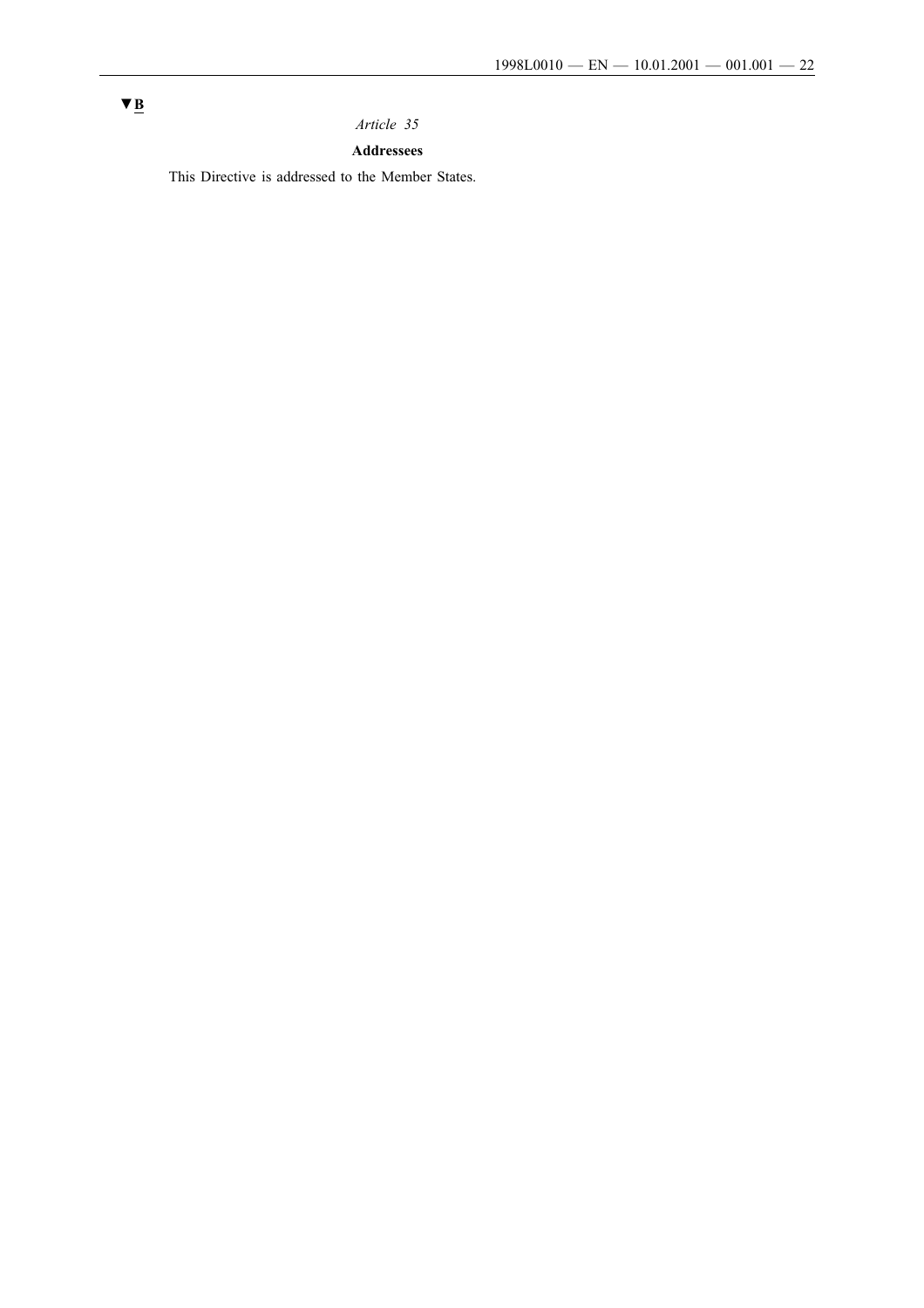▼B

*Article 35*

**Addressees**

This Directive is addressed to the Member States.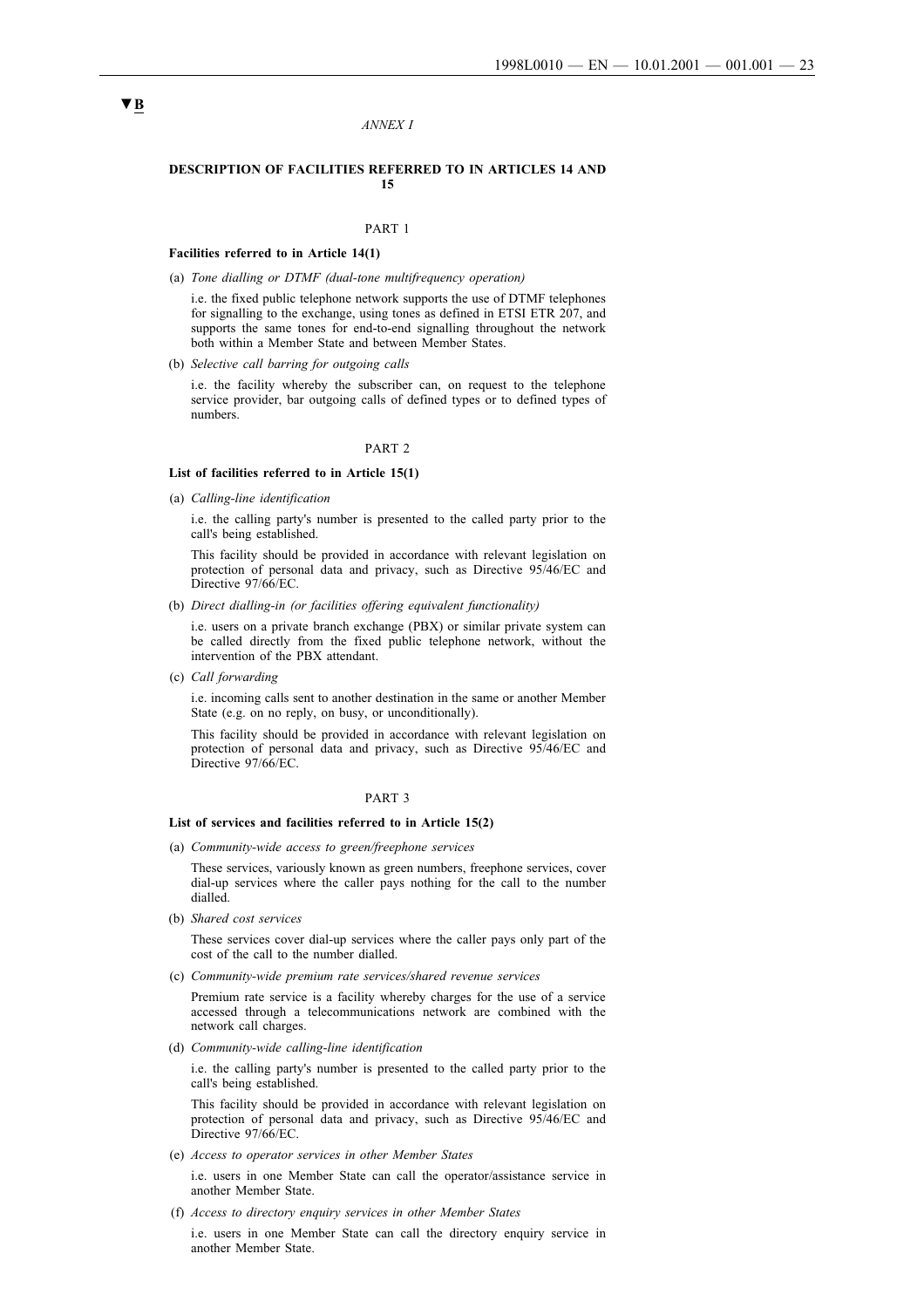▼B

*ANNEX I*

## DESCRIPTION OF FACILITIES REFERRED TO IN ARTICLES 14 AND 15

### PART 1

**Facilities referred to in Article 14(1)**

(a) *Tone dialling or DTMF (dual-tone multifrequency operation)*

i.e. the fixed public telephone network supports the use of DTMF telephones for signalling to the exchange, using tones as defined in ETSI ETR 207, and supports the same tones for end-to-end signalling throughout the network both within a Member State and between Member States.

(b) *Selective call barring for outgoing calls*

i.e. the facility whereby the subscriber can, on request to the telephone service provider, bar outgoing calls of defined types or to defined types of numbers.

### PART 2

**List of facilities referred to in Article 15(1)**

(a) *Calling-line identification*

i.e. the calling party's number is presented to the called party prior to the call's being established.

This facility should be provided in accordance with relevant legislation on protection of personal data and privacy, such as Directive 95/46/EC and Directive 97/66/EC.

(b) *Direct dialling-in (or facilities offering equivalent functionality)*

i.e. users on a private branch exchange (PBX) or similar private system can be called directly from the fixed public telephone network, without the intervention of the PBX attendant.

(c) *Call forwarding*

i.e. incoming calls sent to another destination in the same or another Member State (e.g. on no reply, on busy, or unconditionally).

This facility should be provided in accordance with relevant legislation on protection of personal data and privacy, such as Directive 95/46/EC and Directive 97/66/EC.

### PART 3

**List of services and facilities referred to in Article 15(2)**

(a) *Community-wide access to green/freephone services*

These services, variously known as green numbers, freephone services, cover dial-up services where the caller pays nothing for the call to the number dialled.

(b) *Shared cost services*

These services cover dial-up services where the caller pays only part of the cost of the call to the number dialled.

(c) *Community-wide premium rate services/shared revenue services*

Premium rate service is a facility whereby charges for the use of a service accessed through a telecommunications network are combined with the network call charges.

(d) *Community-wide calling-line identification*

i.e. the calling party's number is presented to the called party prior to the call's being established.

This facility should be provided in accordance with relevant legislation on protection of personal data and privacy, such as Directive 95/46/EC and Directive 97/66/EC.

(e) *Access to operator services in other Member States*

i.e. users in one Member State can call the operator/assistance service in another Member State.

(f) *Access to directory enquiry services in other Member States*

i.e. users in one Member State can call the directory enquiry service in another Member State.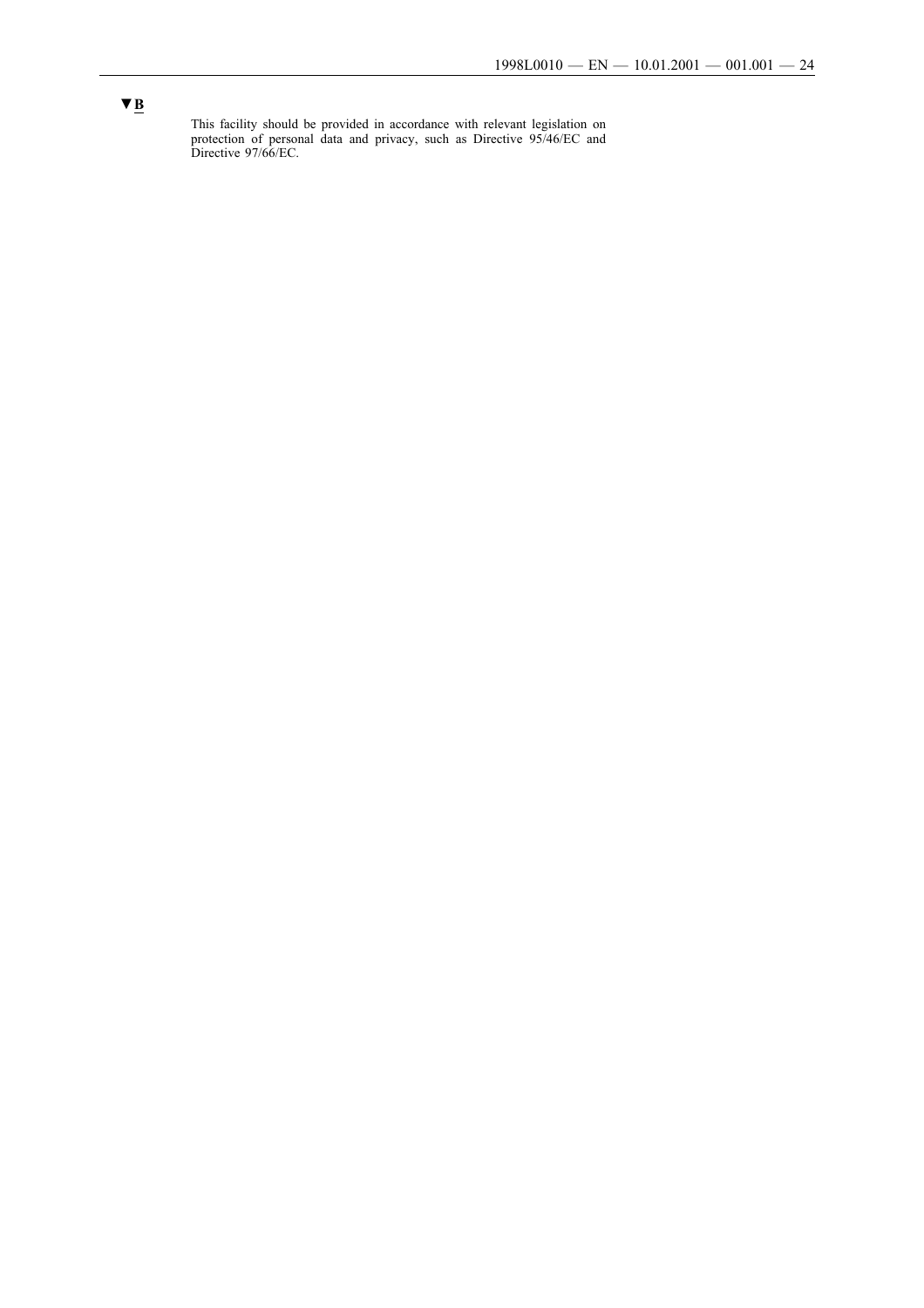▼B

This facility should be provided in accordance with relevant legislation on protection of personal data and privacy, such as Directive 95/46/EC and Directive 97/66/EC.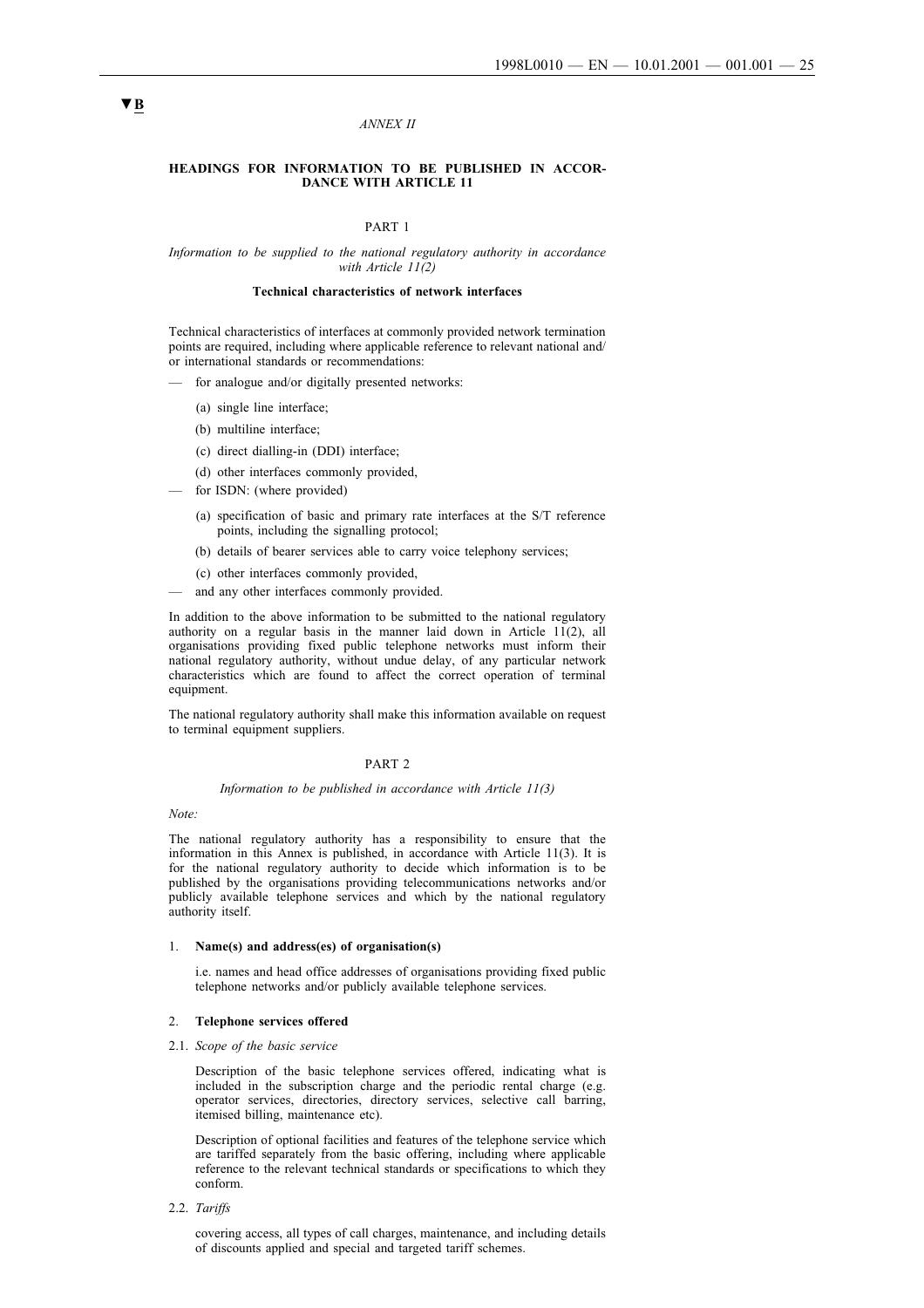▼B

*ANNEX II*

**HEADINGS FOR INFORMATION TO BE PUBLISHED IN ACCORDANCE WITH ARTICLE 11**

PART 1

*Information to be supplied to the national regulatory authority in accordance with Article 11(2)*

**Technical characteristics of network interfaces**

Technical characteristics of interfaces at commonly provided network termination points are required, including where applicable reference to relevant national and/or international standards or recommendations:

— for analogue and/or digitally presented networks:

 (a) single line interface;

 (b) multiline interface;

 (c) direct dialling-in (DDI) interface;

 (d) other interfaces commonly provided,

— for ISDN: (where provided)

 (a) specification of basic and primary rate interfaces at the S/T reference points, including the signalling protocol;

 (b) details of bearer services able to carry voice telephony services;

 (c) other interfaces commonly provided,

— and any other interfaces commonly provided.

In addition to the above information to be submitted to the national regulatory authority on a regular basis in the manner laid down in Article 11(2), all organisations providing fixed public telephone networks must inform their national regulatory authority, without undue delay, of any particular network characteristics which are found to affect the correct operation of terminal equipment.

The national regulatory authority shall make this information available on request to terminal equipment suppliers.

PART 2

*Information to be published in accordance with Article 11(3)*

*Note:*

The national regulatory authority has a responsibility to ensure that the information in this Annex is published, in accordance with Article 11(3). It is for the national regulatory authority to decide which information is to be published by the organisations providing telecommunications networks and/or publicly available telephone services and which by the national regulatory authority itself.

1. **Name(s) and address(es) of organisation(s)**

 i.e. names and head office addresses of organisations providing fixed public telephone networks and/or publicly available telephone services.

2. **Telephone services offered**

2.1. *Scope of the basic service*

 Description of the basic telephone services offered, indicating what is included in the subscription charge and the periodic rental charge (e.g. operator services, directories, directory services, selective call barring, itemised billing, maintenance etc).

 Description of optional facilities and features of the telephone service which are tariffed separately from the basic offering, including where applicable reference to the relevant technical standards or specifications to which they conform.

2.2. *Tariffs*

 covering access, all types of call charges, maintenance, and including details of discounts applied and special and targeted tariff schemes.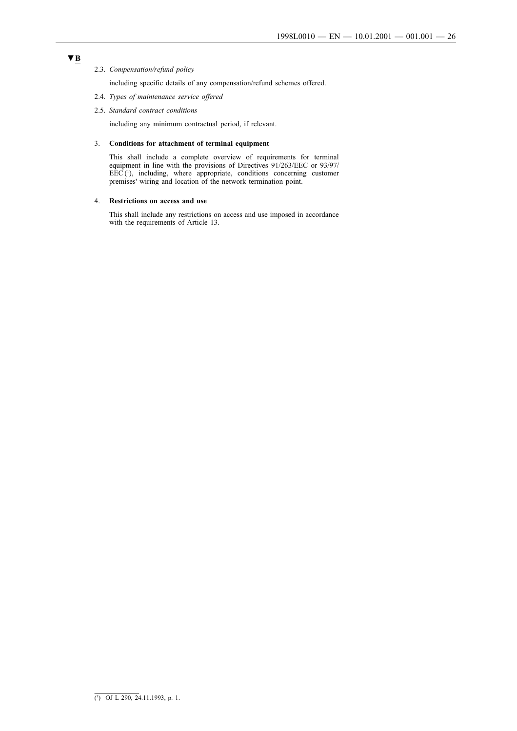▼B

2.3. *Compensation/refund policy*

including specific details of any compensation/refund schemes offered.

2.4. *Types of maintenance service offered*

2.5. *Standard contract conditions*

including any minimum contractual period, if relevant.

3. **Conditions for attachment of terminal equipment**

This shall include a complete overview of requirements for terminal equipment in line with the provisions of Directives 91/263/EEC or 93/97/EEC [1], including, where appropriate, conditions concerning customer premises' wiring and location of the network termination point.

4. **Restrictions on access and use**

This shall include any restrictions on access and use imposed in accordance with the requirements of Article 13.

---

(1) OJ L 290, 24.11.1993, p. 1.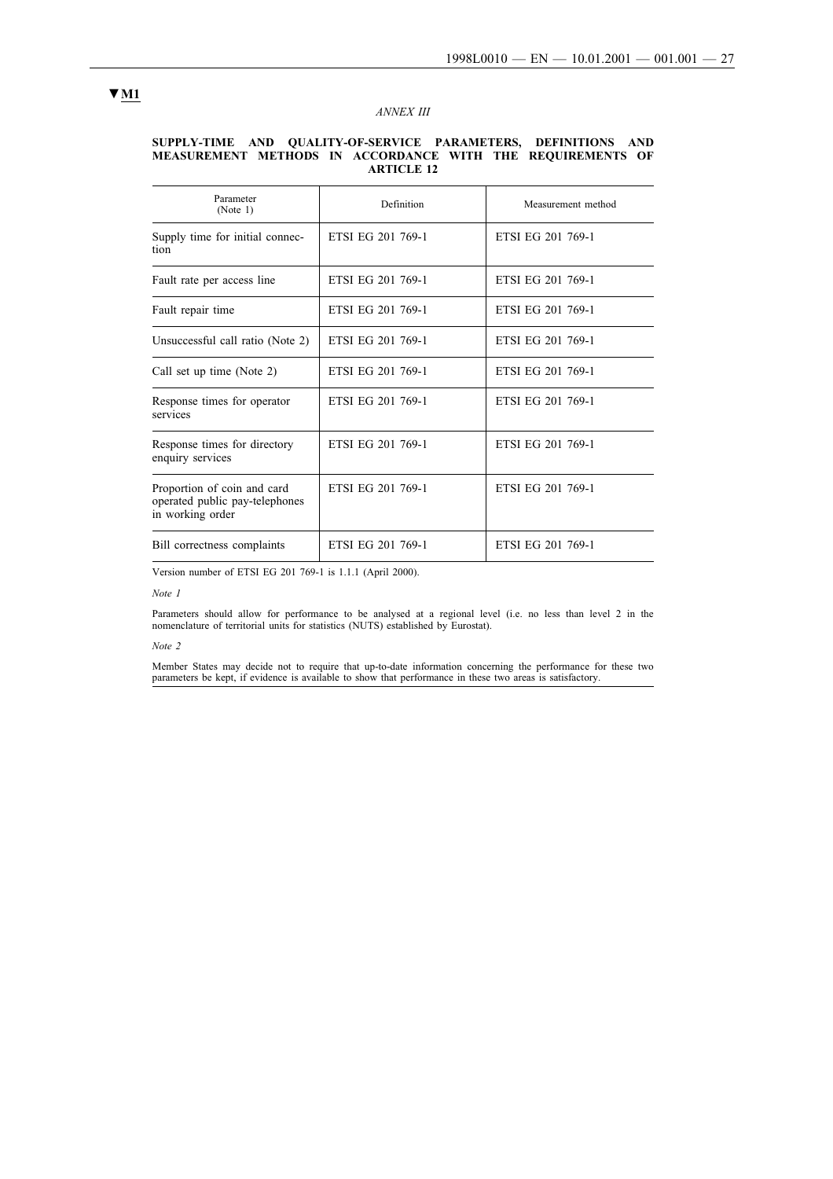▼M1

*ANNEX III*

**SUPPLY-TIME AND QUALITY-OF-SERVICE PARAMETERS, DEFINITIONS AND MEASUREMENT METHODS IN ACCORDANCE WITH THE REQUIREMENTS OF ARTICLE 12**

| Parameter (Note 1) | Definition | Measurement method |
|---|---|---|
| Supply time for initial connection | ETSI EG 201 769-1 | ETSI EG 201 769-1 |
| Fault rate per access line | ETSI EG 201 769-1 | ETSI EG 201 769-1 |
| Fault repair time | ETSI EG 201 769-1 | ETSI EG 201 769-1 |
| Unsuccessful call ratio (Note 2) | ETSI EG 201 769-1 | ETSI EG 201 769-1 |
| Call set up time (Note 2) | ETSI EG 201 769-1 | ETSI EG 201 769-1 |
| Response times for operator services | ETSI EG 201 769-1 | ETSI EG 201 769-1 |
| Response times for directory enquiry services | ETSI EG 201 769-1 | ETSI EG 201 769-1 |
| Proportion of coin and card operated public pay-telephones in working order | ETSI EG 201 769-1 | ETSI EG 201 769-1 |
| Bill correctness complaints | ETSI EG 201 769-1 | ETSI EG 201 769-1 |

Version number of ETSI EG 201 769-1 is 1.1.1 (April 2000).

*Note 1*

Parameters should allow for performance to be analysed at a regional level (i.e. no less than level 2 in the nomenclature of territorial units for statistics (NUTS) established by Eurostat).

*Note 2*

Member States may decide not to require that up-to-date information concerning the performance for these two parameters be kept, if evidence is available to show that performance in these two areas is satisfactory.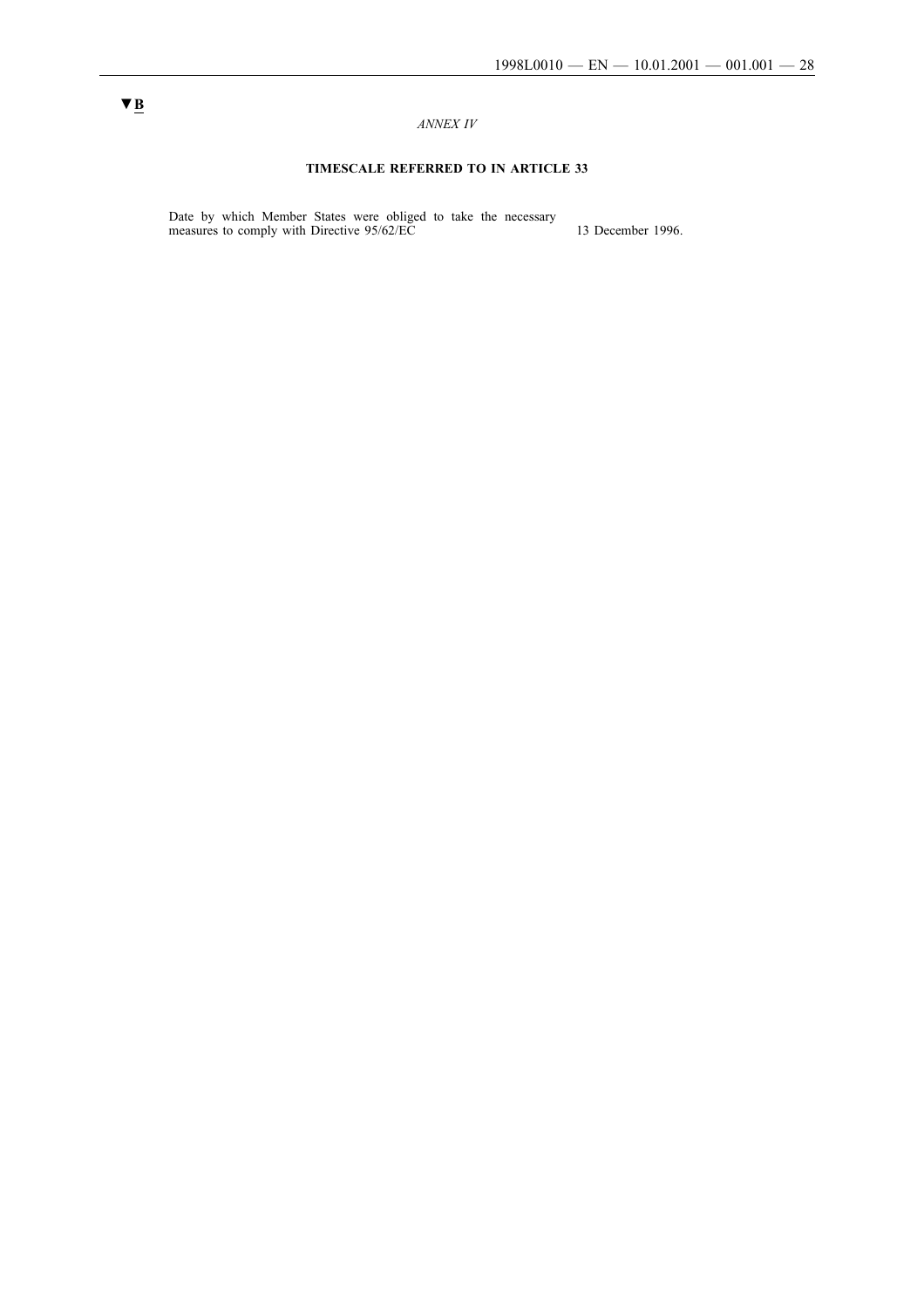▼B

*ANNEX IV*

**TIMESCALE REFERRED TO IN ARTICLE 33**

| | |
|---|---|
| Date by which Member States were obliged to take the necessary measures to comply with Directive 95/62/EC | 13 December 1996. |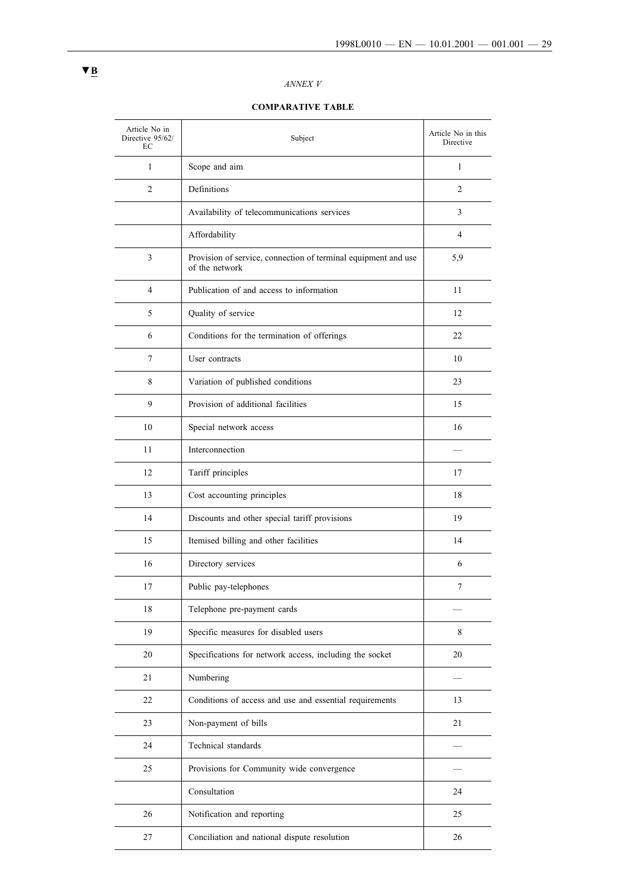▼B

*ANNEX V*

**COMPARATIVE TABLE**

| Article No in Directive 95/62/EC | Subject | Article No in this Directive |
|---|---|---|
| 1 | Scope and aim | 1 |
| 2 | Definitions | 2 |
| | Availability of telecommunications services | 3 |
| | Affordability | 4 |
| 3 | Provision of service, connection of terminal equipment and use of the network | 5,9 |
| 4 | Publication of and access to information | 11 |
| 5 | Quality of service | 12 |
| 6 | Conditions for the termination of offerings | 22 |
| 7 | User contracts | 10 |
| 8 | Variation of published conditions | 23 |
| 9 | Provision of additional facilities | 15 |
| 10 | Special network access | 16 |
| 11 | Interconnection | — |
| 12 | Tariff principles | 17 |
| 13 | Cost accounting principles | 18 |
| 14 | Discounts and other special tariff provisions | 19 |
| 15 | Itemised billing and other facilities | 14 |
| 16 | Directory services | 6 |
| 17 | Public pay-telephones | 7 |
| 18 | Telephone pre-payment cards | — |
| 19 | Specific measures for disabled users | 8 |
| 20 | Specifications for network access, including the socket | 20 |
| 21 | Numbering | — |
| 22 | Conditions of access and use and essential requirements | 13 |
| 23 | Non-payment of bills | 21 |
| 24 | Technical standards | — |
| 25 | Provisions for Community wide convergence | — |
| | Consultation | 24 |
| 26 | Notification and reporting | 25 |
| 27 | Conciliation and national dispute resolution | 26 |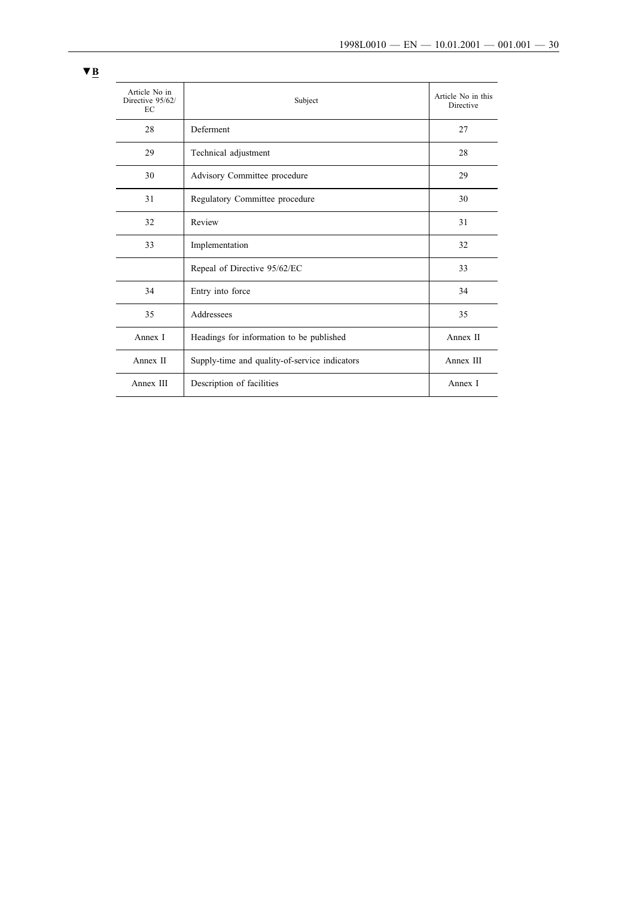▼B

| Article No in Directive 95/62/EC | Subject | Article No in this Directive |
|---|---|---|
| 28 | Deferment | 27 |
| 29 | Technical adjustment | 28 |
| 30 | Advisory Committee procedure | 29 |
| 31 | Regulatory Committee procedure | 30 |
| 32 | Review | 31 |
| 33 | Implementation | 32 |
| | Repeal of Directive 95/62/EC | 33 |
| 34 | Entry into force | 34 |
| 35 | Addressees | 35 |
| Annex I | Headings for information to be published | Annex II |
| Annex II | Supply-time and quality-of-service indicators | Annex III |
| Annex III | Description of facilities | Annex I |